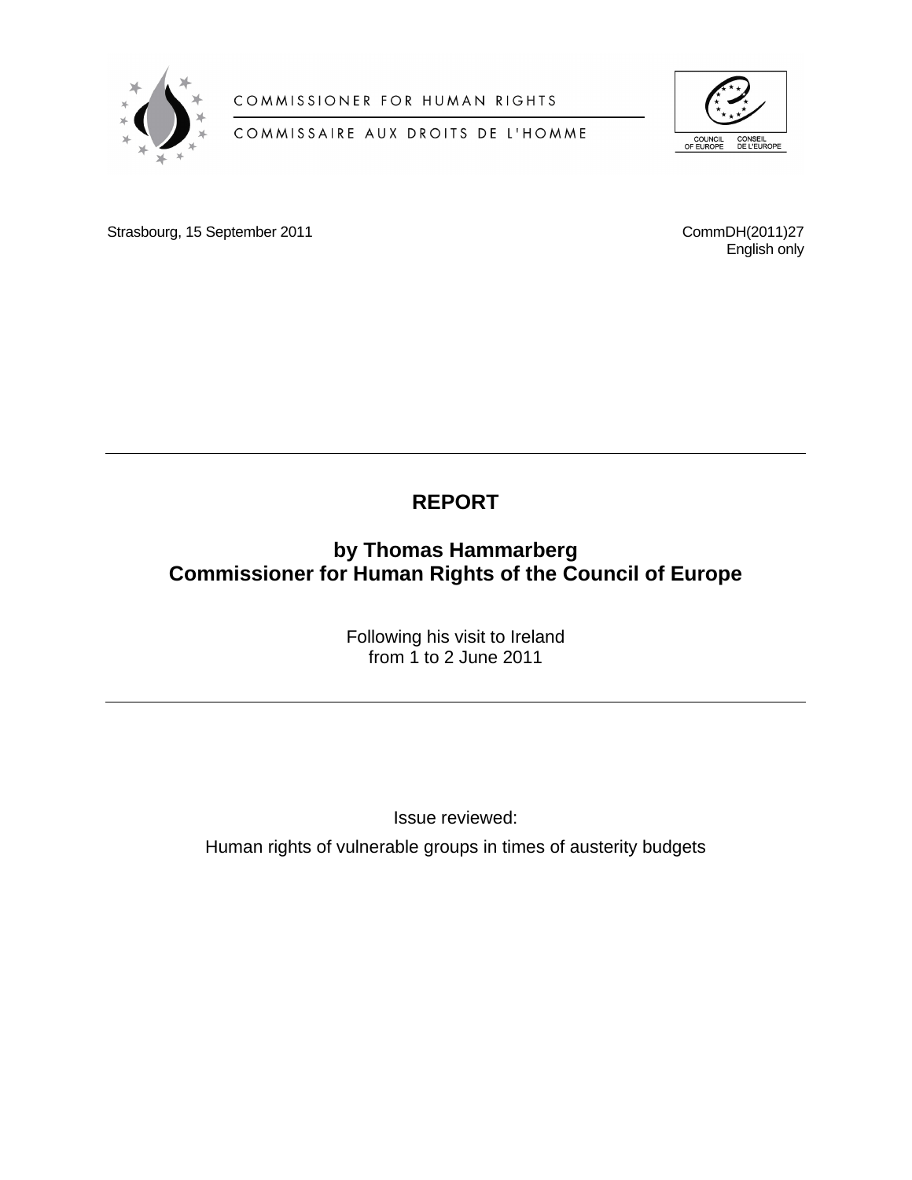COMMISSIONER FOR HUMAN RIGHTS

COMMISSAIRE AUX DROITS DE L'HOMME

COUNCIL OF EUROPE — CONSEIL DE L'EUROPE

Strasbourg, 15 September 2011

CommDH(2011)27
English only

---

# REPORT

## by Thomas Hammarberg
## Commissioner for Human Rights of the Council of Europe

Following his visit to Ireland
from 1 to 2 June 2011

---

Issue reviewed:

Human rights of vulnerable groups in times of austerity budgets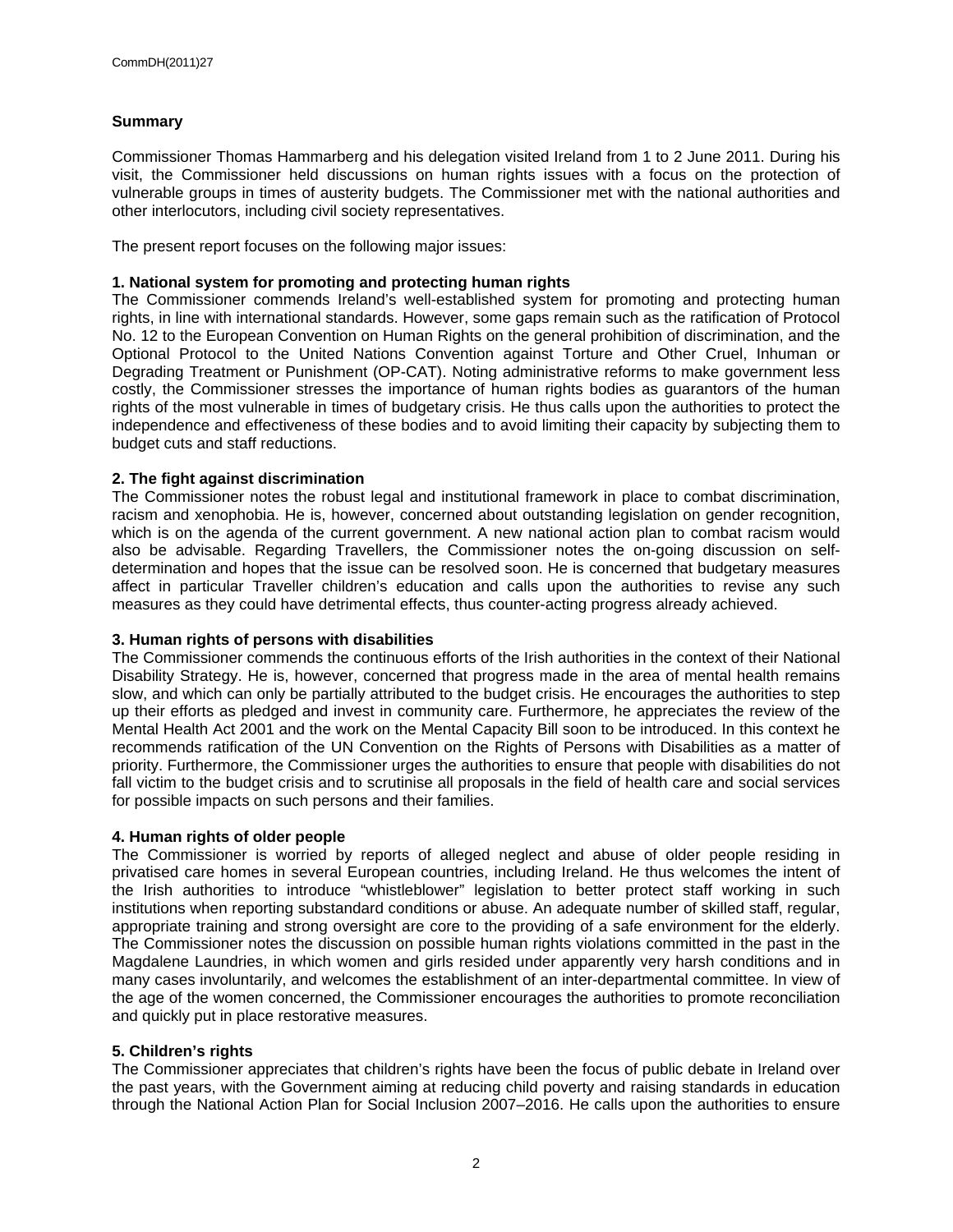## Summary

Commissioner Thomas Hammarberg and his delegation visited Ireland from 1 to 2 June 2011. During his visit, the Commissioner held discussions on human rights issues with a focus on the protection of vulnerable groups in times of austerity budgets. The Commissioner met with the national authorities and other interlocutors, including civil society representatives.

The present report focuses on the following major issues:

**1. National system for promoting and protecting human rights**
The Commissioner commends Ireland's well-established system for promoting and protecting human rights, in line with international standards. However, some gaps remain such as the ratification of Protocol No. 12 to the European Convention on Human Rights on the general prohibition of discrimination, and the Optional Protocol to the United Nations Convention against Torture and Other Cruel, Inhuman or Degrading Treatment or Punishment (OP-CAT). Noting administrative reforms to make government less costly, the Commissioner stresses the importance of human rights bodies as guarantors of the human rights of the most vulnerable in times of budgetary crisis. He thus calls upon the authorities to protect the independence and effectiveness of these bodies and to avoid limiting their capacity by subjecting them to budget cuts and staff reductions.

**2. The fight against discrimination**
The Commissioner notes the robust legal and institutional framework in place to combat discrimination, racism and xenophobia. He is, however, concerned about outstanding legislation on gender recognition, which is on the agenda of the current government. A new national action plan to combat racism would also be advisable. Regarding Travellers, the Commissioner notes the on-going discussion on self-determination and hopes that the issue can be resolved soon. He is concerned that budgetary measures affect in particular Traveller children's education and calls upon the authorities to revise any such measures as they could have detrimental effects, thus counter-acting progress already achieved.

**3. Human rights of persons with disabilities**
The Commissioner commends the continuous efforts of the Irish authorities in the context of their National Disability Strategy. He is, however, concerned that progress made in the area of mental health remains slow, and which can only be partially attributed to the budget crisis. He encourages the authorities to step up their efforts as pledged and invest in community care. Furthermore, he appreciates the review of the Mental Health Act 2001 and the work on the Mental Capacity Bill soon to be introduced. In this context he recommends ratification of the UN Convention on the Rights of Persons with Disabilities as a matter of priority. Furthermore, the Commissioner urges the authorities to ensure that people with disabilities do not fall victim to the budget crisis and to scrutinise all proposals in the field of health care and social services for possible impacts on such persons and their families.

**4. Human rights of older people**
The Commissioner is worried by reports of alleged neglect and abuse of older people residing in privatised care homes in several European countries, including Ireland. He thus welcomes the intent of the Irish authorities to introduce "whistleblower" legislation to better protect staff working in such institutions when reporting substandard conditions or abuse. An adequate number of skilled staff, regular, appropriate training and strong oversight are core to the providing of a safe environment for the elderly. The Commissioner notes the discussion on possible human rights violations committed in the past in the Magdalene Laundries, in which women and girls resided under apparently very harsh conditions and in many cases involuntarily, and welcomes the establishment of an inter-departmental committee. In view of the age of the women concerned, the Commissioner encourages the authorities to promote reconciliation and quickly put in place restorative measures.

**5. Children's rights**
The Commissioner appreciates that children's rights have been the focus of public debate in Ireland over the past years, with the Government aiming at reducing child poverty and raising standards in education through the National Action Plan for Social Inclusion 2007–2016. He calls upon the authorities to ensure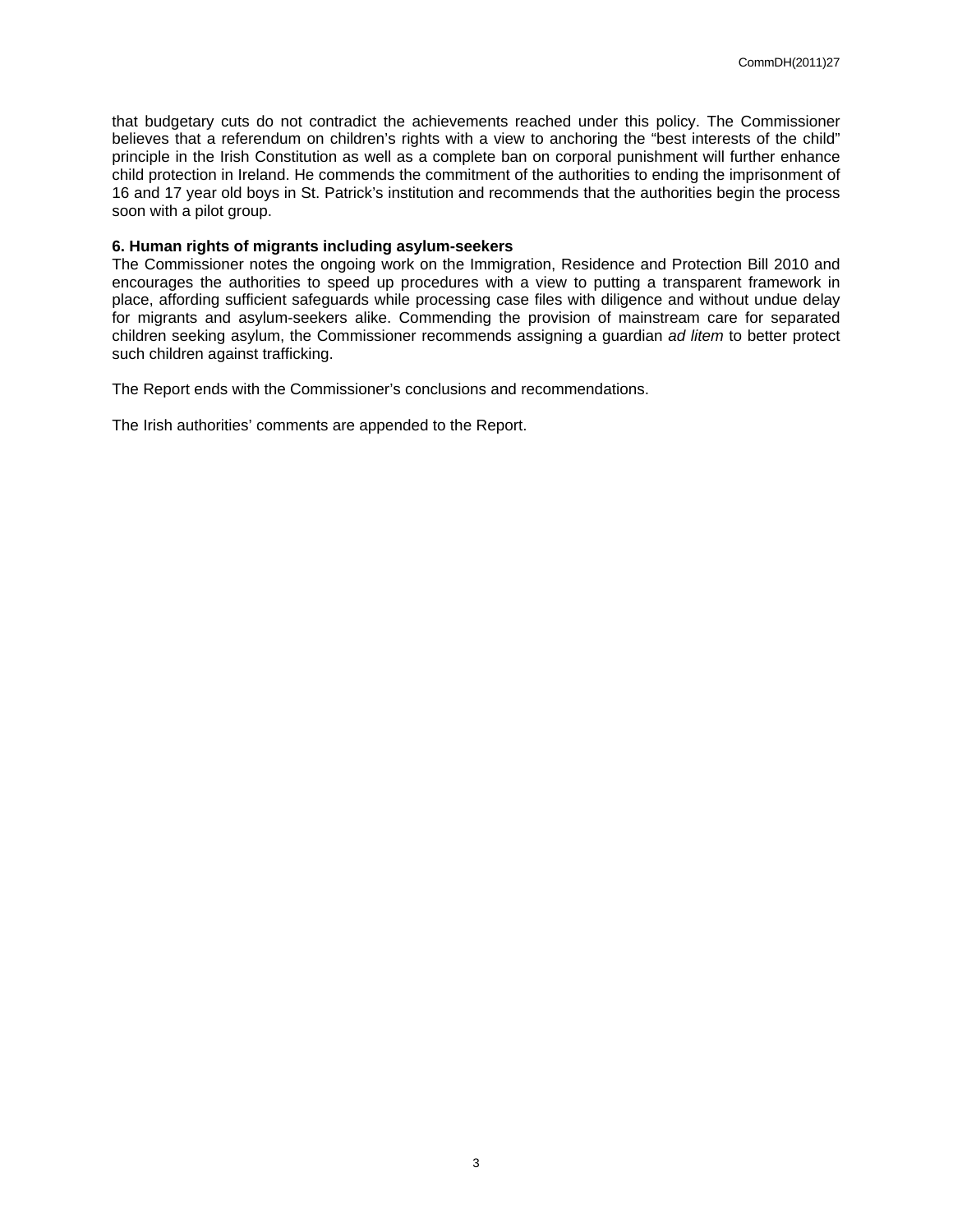that budgetary cuts do not contradict the achievements reached under this policy. The Commissioner believes that a referendum on children's rights with a view to anchoring the "best interests of the child" principle in the Irish Constitution as well as a complete ban on corporal punishment will further enhance child protection in Ireland. He commends the commitment of the authorities to ending the imprisonment of 16 and 17 year old boys in St. Patrick's institution and recommends that the authorities begin the process soon with a pilot group.

**6. Human rights of migrants including asylum-seekers**

The Commissioner notes the ongoing work on the Immigration, Residence and Protection Bill 2010 and encourages the authorities to speed up procedures with a view to putting a transparent framework in place, affording sufficient safeguards while processing case files with diligence and without undue delay for migrants and asylum-seekers alike. Commending the provision of mainstream care for separated children seeking asylum, the Commissioner recommends assigning a guardian *ad litem* to better protect such children against trafficking.

The Report ends with the Commissioner's conclusions and recommendations.

The Irish authorities' comments are appended to the Report.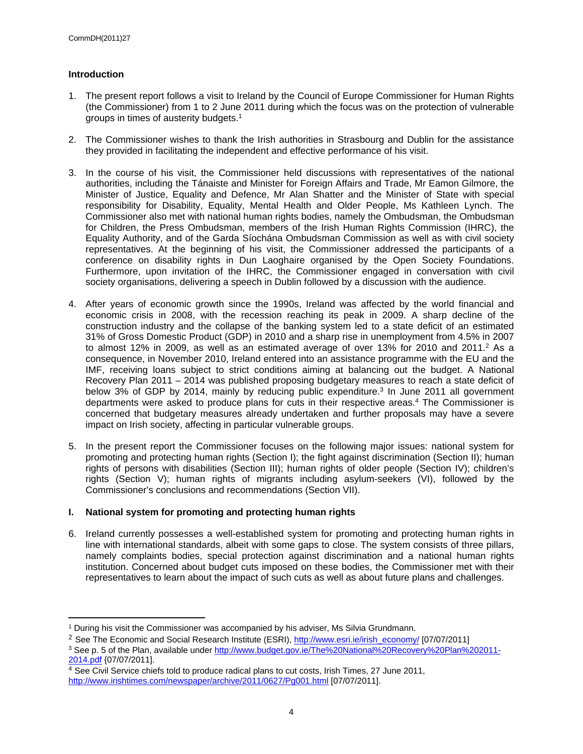## Introduction

1. The present report follows a visit to Ireland by the Council of Europe Commissioner for Human Rights (the Commissioner) from 1 to 2 June 2011 during which the focus was on the protection of vulnerable groups in times of austerity budgets.[1]

2. The Commissioner wishes to thank the Irish authorities in Strasbourg and Dublin for the assistance they provided in facilitating the independent and effective performance of his visit.

3. In the course of his visit, the Commissioner held discussions with representatives of the national authorities, including the Tánaiste and Minister for Foreign Affairs and Trade, Mr Eamon Gilmore, the Minister of Justice, Equality and Defence, Mr Alan Shatter and the Minister of State with special responsibility for Disability, Equality, Mental Health and Older People, Ms Kathleen Lynch. The Commissioner also met with national human rights bodies, namely the Ombudsman, the Ombudsman for Children, the Press Ombudsman, members of the Irish Human Rights Commission (IHRC), the Equality Authority, and of the Garda Síochána Ombudsman Commission as well as with civil society representatives. At the beginning of his visit, the Commissioner addressed the participants of a conference on disability rights in Dun Laoghaire organised by the Open Society Foundations. Furthermore, upon invitation of the IHRC, the Commissioner engaged in conversation with civil society organisations, delivering a speech in Dublin followed by a discussion with the audience.

4. After years of economic growth since the 1990s, Ireland was affected by the world financial and economic crisis in 2008, with the recession reaching its peak in 2009. A sharp decline of the construction industry and the collapse of the banking system led to a state deficit of an estimated 31% of Gross Domestic Product (GDP) in 2010 and a sharp rise in unemployment from 4.5% in 2007 to almost 12% in 2009, as well as an estimated average of over 13% for 2010 and 2011.[2] As a consequence, in November 2010, Ireland entered into an assistance programme with the EU and the IMF, receiving loans subject to strict conditions aiming at balancing out the budget. A National Recovery Plan 2011 – 2014 was published proposing budgetary measures to reach a state deficit of below 3% of GDP by 2014, mainly by reducing public expenditure.[3] In June 2011 all government departments were asked to produce plans for cuts in their respective areas.[4] The Commissioner is concerned that budgetary measures already undertaken and further proposals may have a severe impact on Irish society, affecting in particular vulnerable groups.

5. In the present report the Commissioner focuses on the following major issues: national system for promoting and protecting human rights (Section I); the fight against discrimination (Section II); human rights of persons with disabilities (Section III); human rights of older people (Section IV); children's rights (Section V); human rights of migrants including asylum-seekers (VI), followed by the Commissioner's conclusions and recommendations (Section VII).

## I. National system for promoting and protecting human rights

6. Ireland currently possesses a well-established system for promoting and protecting human rights in line with international standards, albeit with some gaps to close. The system consists of three pillars, namely complaints bodies, special protection against discrimination and a national human rights institution. Concerned about budget cuts imposed on these bodies, the Commissioner met with their representatives to learn about the impact of such cuts as well as about future plans and challenges.

---

[1] During his visit the Commissioner was accompanied by his adviser, Ms Silvia Grundmann.

[2] See The Economic and Social Research Institute (ESRI), http://www.esri.ie/irish_economy/ [07/07/2011]

[3] See p. 5 of the Plan, available under http://www.budget.gov.ie/The%20National%20Recovery%20Plan%202011-2014.pdf {07/07/2011].

[4] See Civil Service chiefs told to produce radical plans to cut costs, Irish Times, 27 June 2011, http://www.irishtimes.com/newspaper/archive/2011/0627/Pg001.html [07/07/2011].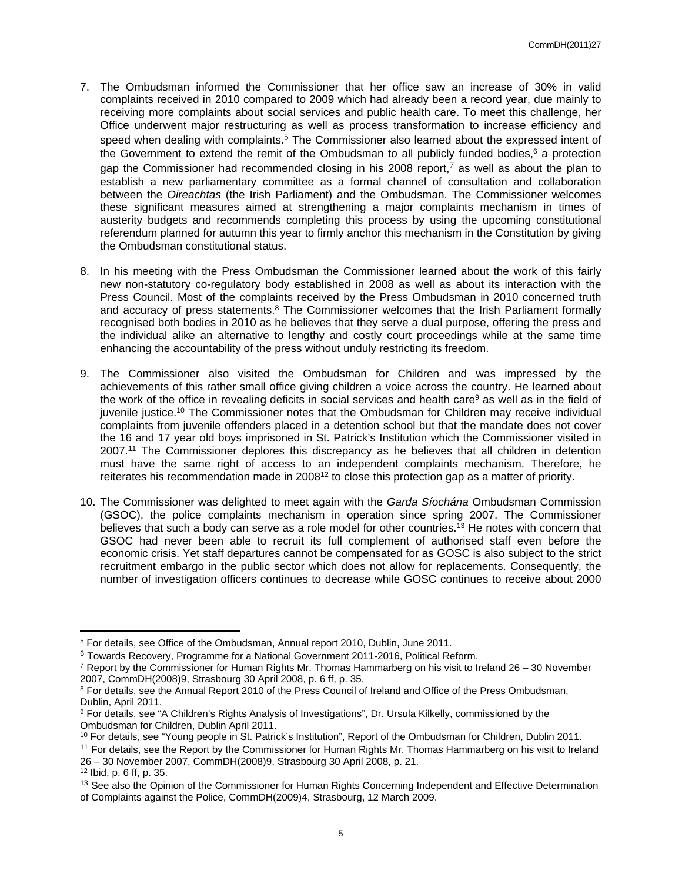7. The Ombudsman informed the Commissioner that her office saw an increase of 30% in valid complaints received in 2010 compared to 2009 which had already been a record year, due mainly to receiving more complaints about social services and public health care. To meet this challenge, her Office underwent major restructuring as well as process transformation to increase efficiency and speed when dealing with complaints.[5] The Commissioner also learned about the expressed intent of the Government to extend the remit of the Ombudsman to all publicly funded bodies,[6] a protection gap the Commissioner had recommended closing in his 2008 report,[7] as well as about the plan to establish a new parliamentary committee as a formal channel of consultation and collaboration between the *Oireachtas* (the Irish Parliament) and the Ombudsman. The Commissioner welcomes these significant measures aimed at strengthening a major complaints mechanism in times of austerity budgets and recommends completing this process by using the upcoming constitutional referendum planned for autumn this year to firmly anchor this mechanism in the Constitution by giving the Ombudsman constitutional status.

8. In his meeting with the Press Ombudsman the Commissioner learned about the work of this fairly new non-statutory co-regulatory body established in 2008 as well as about its interaction with the Press Council. Most of the complaints received by the Press Ombudsman in 2010 concerned truth and accuracy of press statements.[8] The Commissioner welcomes that the Irish Parliament formally recognised both bodies in 2010 as he believes that they serve a dual purpose, offering the press and the individual alike an alternative to lengthy and costly court proceedings while at the same time enhancing the accountability of the press without unduly restricting its freedom.

9. The Commissioner also visited the Ombudsman for Children and was impressed by the achievements of this rather small office giving children a voice across the country. He learned about the work of the office in revealing deficits in social services and health care[9] as well as in the field of juvenile justice.[10] The Commissioner notes that the Ombudsman for Children may receive individual complaints from juvenile offenders placed in a detention school but that the mandate does not cover the 16 and 17 year old boys imprisoned in St. Patrick's Institution which the Commissioner visited in 2007.[11] The Commissioner deplores this discrepancy as he believes that all children in detention must have the same right of access to an independent complaints mechanism. Therefore, he reiterates his recommendation made in 2008[12] to close this protection gap as a matter of priority.

10. The Commissioner was delighted to meet again with the *Garda Síochána* Ombudsman Commission (GSOC), the police complaints mechanism in operation since spring 2007. The Commissioner believes that such a body can serve as a role model for other countries.[13] He notes with concern that GSOC had never been able to recruit its full complement of authorised staff even before the economic crisis. Yet staff departures cannot be compensated for as GOSC is also subject to the strict recruitment embargo in the public sector which does not allow for replacements. Consequently, the number of investigation officers continues to decrease while GOSC continues to receive about 2000

---

[5] For details, see Office of the Ombudsman, Annual report 2010, Dublin, June 2011.

[6] Towards Recovery, Programme for a National Government 2011-2016, Political Reform.

[7] Report by the Commissioner for Human Rights Mr. Thomas Hammarberg on his visit to Ireland 26 – 30 November 2007, CommDH(2008)9, Strasbourg 30 April 2008, p. 6 ff, p. 35.

[8] For details, see the Annual Report 2010 of the Press Council of Ireland and Office of the Press Ombudsman, Dublin, April 2011.

[9] For details, see "A Children's Rights Analysis of Investigations", Dr. Ursula Kilkelly, commissioned by the Ombudsman for Children, Dublin April 2011.

[10] For details, see "Young people in St. Patrick's Institution", Report of the Ombudsman for Children, Dublin 2011.

[11] For details, see the Report by the Commissioner for Human Rights Mr. Thomas Hammarberg on his visit to Ireland 26 – 30 November 2007, CommDH(2008)9, Strasbourg 30 April 2008, p. 21.

[12] Ibid, p. 6 ff, p. 35.

[13] See also the Opinion of the Commissioner for Human Rights Concerning Independent and Effective Determination of Complaints against the Police, CommDH(2009)4, Strasbourg, 12 March 2009.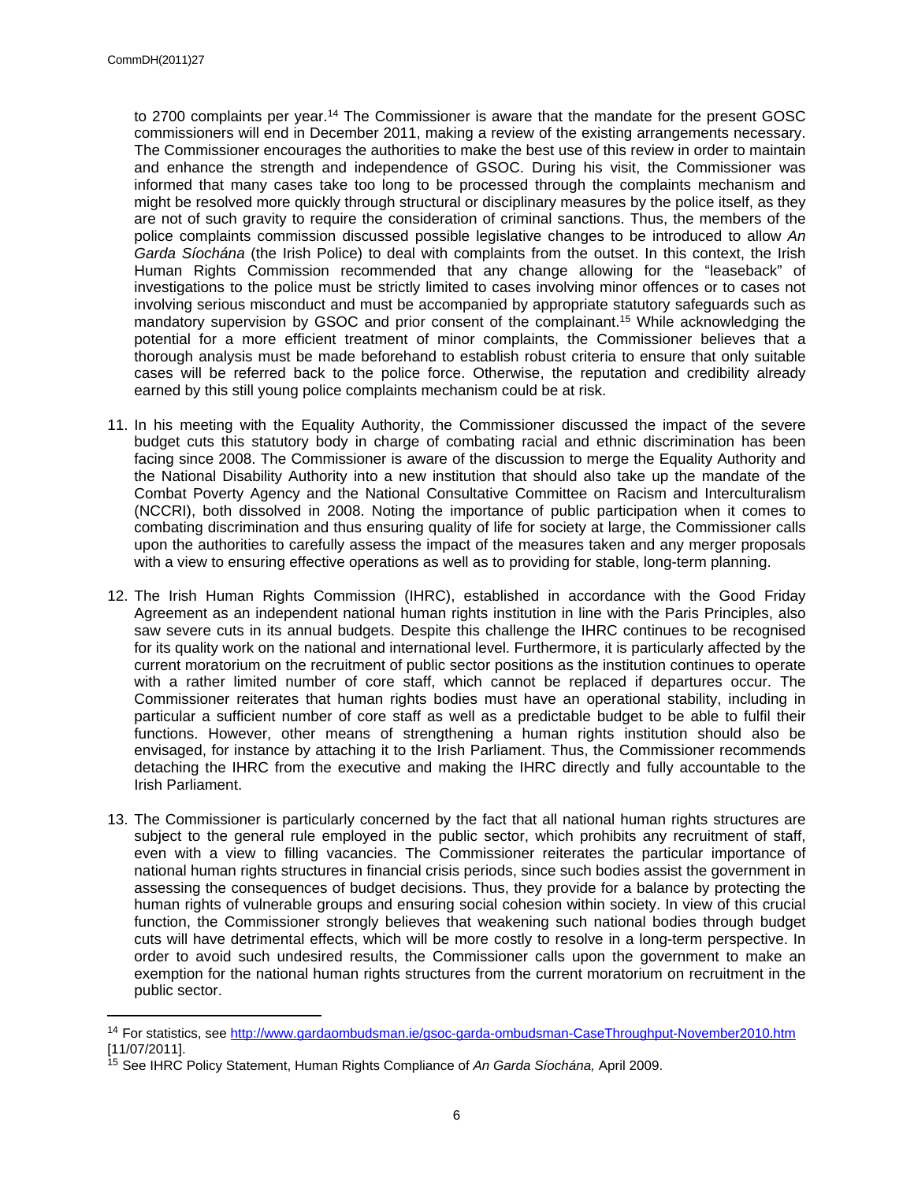to 2700 complaints per year.[14] The Commissioner is aware that the mandate for the present GOSC commissioners will end in December 2011, making a review of the existing arrangements necessary. The Commissioner encourages the authorities to make the best use of this review in order to maintain and enhance the strength and independence of GSOC. During his visit, the Commissioner was informed that many cases take too long to be processed through the complaints mechanism and might be resolved more quickly through structural or disciplinary measures by the police itself, as they are not of such gravity to require the consideration of criminal sanctions. Thus, the members of the police complaints commission discussed possible legislative changes to be introduced to allow *An Garda Síochána* (the Irish Police) to deal with complaints from the outset. In this context, the Irish Human Rights Commission recommended that any change allowing for the "leaseback" of investigations to the police must be strictly limited to cases involving minor offences or to cases not involving serious misconduct and must be accompanied by appropriate statutory safeguards such as mandatory supervision by GSOC and prior consent of the complainant.[15] While acknowledging the potential for a more efficient treatment of minor complaints, the Commissioner believes that a thorough analysis must be made beforehand to establish robust criteria to ensure that only suitable cases will be referred back to the police force. Otherwise, the reputation and credibility already earned by this still young police complaints mechanism could be at risk.

11. In his meeting with the Equality Authority, the Commissioner discussed the impact of the severe budget cuts this statutory body in charge of combating racial and ethnic discrimination has been facing since 2008. The Commissioner is aware of the discussion to merge the Equality Authority and the National Disability Authority into a new institution that should also take up the mandate of the Combat Poverty Agency and the National Consultative Committee on Racism and Interculturalism (NCCRI), both dissolved in 2008. Noting the importance of public participation when it comes to combating discrimination and thus ensuring quality of life for society at large, the Commissioner calls upon the authorities to carefully assess the impact of the measures taken and any merger proposals with a view to ensuring effective operations as well as to providing for stable, long-term planning.

12. The Irish Human Rights Commission (IHRC), established in accordance with the Good Friday Agreement as an independent national human rights institution in line with the Paris Principles, also saw severe cuts in its annual budgets. Despite this challenge the IHRC continues to be recognised for its quality work on the national and international level. Furthermore, it is particularly affected by the current moratorium on the recruitment of public sector positions as the institution continues to operate with a rather limited number of core staff, which cannot be replaced if departures occur. The Commissioner reiterates that human rights bodies must have an operational stability, including in particular a sufficient number of core staff as well as a predictable budget to be able to fulfil their functions. However, other means of strengthening a human rights institution should also be envisaged, for instance by attaching it to the Irish Parliament. Thus, the Commissioner recommends detaching the IHRC from the executive and making the IHRC directly and fully accountable to the Irish Parliament.

13. The Commissioner is particularly concerned by the fact that all national human rights structures are subject to the general rule employed in the public sector, which prohibits any recruitment of staff, even with a view to filling vacancies. The Commissioner reiterates the particular importance of national human rights structures in financial crisis periods, since such bodies assist the government in assessing the consequences of budget decisions. Thus, they provide for a balance by protecting the human rights of vulnerable groups and ensuring social cohesion within society. In view of this crucial function, the Commissioner strongly believes that weakening such national bodies through budget cuts will have detrimental effects, which will be more costly to resolve in a long-term perspective. In order to avoid such undesired results, the Commissioner calls upon the government to make an exemption for the national human rights structures from the current moratorium on recruitment in the public sector.

---

[14] For statistics, see http://www.gardaombudsman.ie/gsoc-garda-ombudsman-CaseThroughput-November2010.htm [11/07/2011].

[15] See IHRC Policy Statement, Human Rights Compliance of *An Garda Síochána,* April 2009.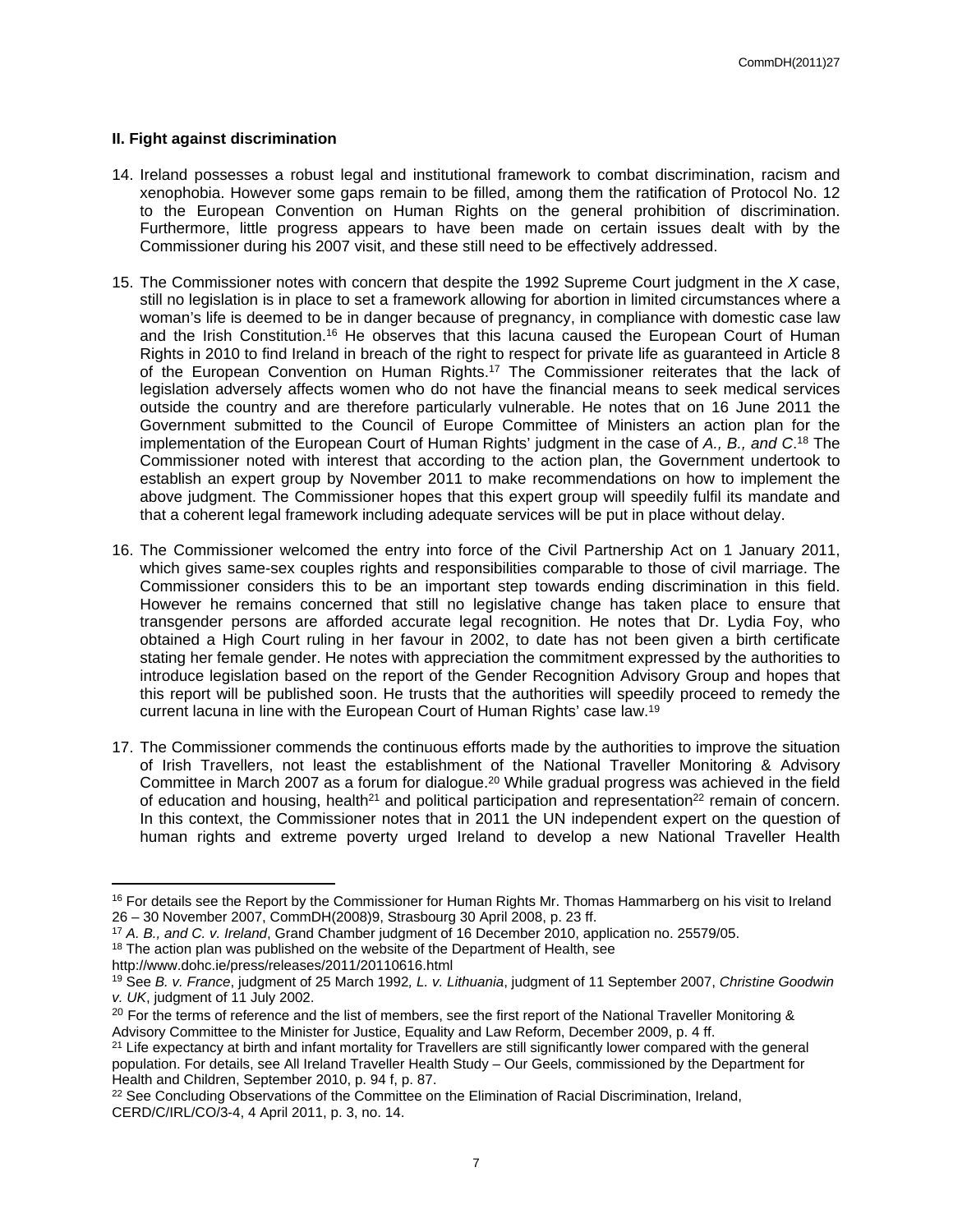## II. Fight against discrimination

14. Ireland possesses a robust legal and institutional framework to combat discrimination, racism and xenophobia. However some gaps remain to be filled, among them the ratification of Protocol No. 12 to the European Convention on Human Rights on the general prohibition of discrimination. Furthermore, little progress appears to have been made on certain issues dealt with by the Commissioner during his 2007 visit, and these still need to be effectively addressed.

15. The Commissioner notes with concern that despite the 1992 Supreme Court judgment in the *X* case, still no legislation is in place to set a framework allowing for abortion in limited circumstances where a woman's life is deemed to be in danger because of pregnancy, in compliance with domestic case law and the Irish Constitution.[16] He observes that this lacuna caused the European Court of Human Rights in 2010 to find Ireland in breach of the right to respect for private life as guaranteed in Article 8 of the European Convention on Human Rights.[17] The Commissioner reiterates that the lack of legislation adversely affects women who do not have the financial means to seek medical services outside the country and are therefore particularly vulnerable. He notes that on 16 June 2011 the Government submitted to the Council of Europe Committee of Ministers an action plan for the implementation of the European Court of Human Rights' judgment in the case of *A., B., and C.*[18] The Commissioner noted with interest that according to the action plan, the Government undertook to establish an expert group by November 2011 to make recommendations on how to implement the above judgment. The Commissioner hopes that this expert group will speedily fulfil its mandate and that a coherent legal framework including adequate services will be put in place without delay.

16. The Commissioner welcomed the entry into force of the Civil Partnership Act on 1 January 2011, which gives same-sex couples rights and responsibilities comparable to those of civil marriage. The Commissioner considers this to be an important step towards ending discrimination in this field. However he remains concerned that still no legislative change has taken place to ensure that transgender persons are afforded accurate legal recognition. He notes that Dr. Lydia Foy, who obtained a High Court ruling in her favour in 2002, to date has not been given a birth certificate stating her female gender. He notes with appreciation the commitment expressed by the authorities to introduce legislation based on the report of the Gender Recognition Advisory Group and hopes that this report will be published soon. He trusts that the authorities will speedily proceed to remedy the current lacuna in line with the European Court of Human Rights' case law.[19]

17. The Commissioner commends the continuous efforts made by the authorities to improve the situation of Irish Travellers, not least the establishment of the National Traveller Monitoring & Advisory Committee in March 2007 as a forum for dialogue.[20] While gradual progress was achieved in the field of education and housing, health[21] and political participation and representation[22] remain of concern. In this context, the Commissioner notes that in 2011 the UN independent expert on the question of human rights and extreme poverty urged Ireland to develop a new National Traveller Health

---

[16] For details see the Report by the Commissioner for Human Rights Mr. Thomas Hammarberg on his visit to Ireland 26 – 30 November 2007, CommDH(2008)9, Strasbourg 30 April 2008, p. 23 ff.

[17] *A. B., and C. v. Ireland*, Grand Chamber judgment of 16 December 2010, application no. 25579/05.

[18] The action plan was published on the website of the Department of Health, see http://www.dohc.ie/press/releases/2011/20110616.html

[19] See *B. v. France*, judgment of 25 March 1992*, L. v. Lithuania*, judgment of 11 September 2007, *Christine Goodwin v. UK*, judgment of 11 July 2002.

[20] For the terms of reference and the list of members, see the first report of the National Traveller Monitoring & Advisory Committee to the Minister for Justice, Equality and Law Reform, December 2009, p. 4 ff.

[21] Life expectancy at birth and infant mortality for Travellers are still significantly lower compared with the general population. For details, see All Ireland Traveller Health Study – Our Geels, commissioned by the Department for Health and Children, September 2010, p. 94 f, p. 87.

[22] See Concluding Observations of the Committee on the Elimination of Racial Discrimination, Ireland, CERD/C/IRL/CO/3-4, 4 April 2011, p. 3, no. 14.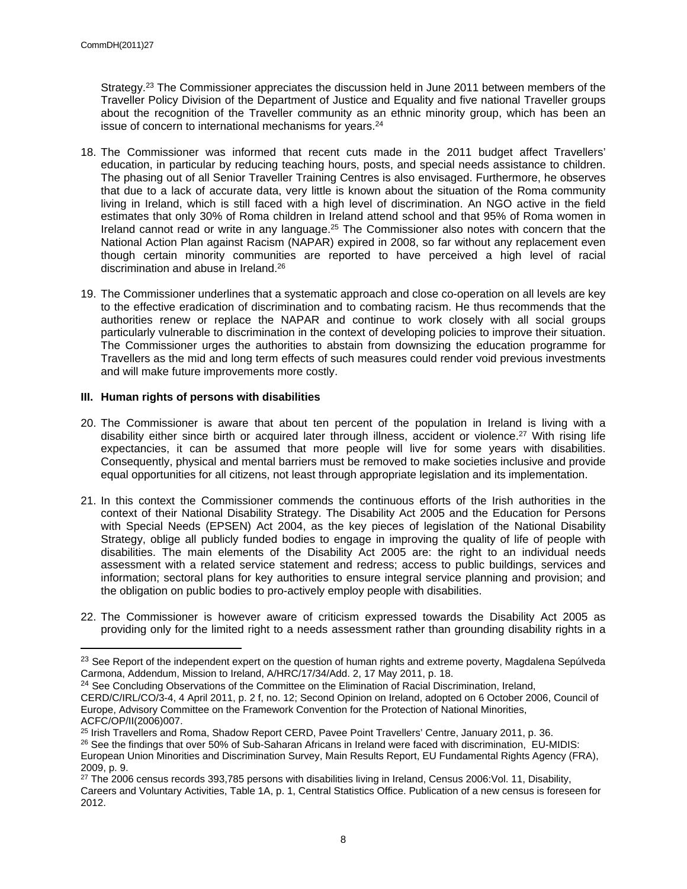Strategy.[23] The Commissioner appreciates the discussion held in June 2011 between members of the Traveller Policy Division of the Department of Justice and Equality and five national Traveller groups about the recognition of the Traveller community as an ethnic minority group, which has been an issue of concern to international mechanisms for years.[24]

18. The Commissioner was informed that recent cuts made in the 2011 budget affect Travellers' education, in particular by reducing teaching hours, posts, and special needs assistance to children. The phasing out of all Senior Traveller Training Centres is also envisaged. Furthermore, he observes that due to a lack of accurate data, very little is known about the situation of the Roma community living in Ireland, which is still faced with a high level of discrimination. An NGO active in the field estimates that only 30% of Roma children in Ireland attend school and that 95% of Roma women in Ireland cannot read or write in any language.[25] The Commissioner also notes with concern that the National Action Plan against Racism (NAPAR) expired in 2008, so far without any replacement even though certain minority communities are reported to have perceived a high level of racial discrimination and abuse in Ireland.[26]

19. The Commissioner underlines that a systematic approach and close co-operation on all levels are key to the effective eradication of discrimination and to combating racism. He thus recommends that the authorities renew or replace the NAPAR and continue to work closely with all social groups particularly vulnerable to discrimination in the context of developing policies to improve their situation. The Commissioner urges the authorities to abstain from downsizing the education programme for Travellers as the mid and long term effects of such measures could render void previous investments and will make future improvements more costly.

### III. Human rights of persons with disabilities

20. The Commissioner is aware that about ten percent of the population in Ireland is living with a disability either since birth or acquired later through illness, accident or violence.[27] With rising life expectancies, it can be assumed that more people will live for some years with disabilities. Consequently, physical and mental barriers must be removed to make societies inclusive and provide equal opportunities for all citizens, not least through appropriate legislation and its implementation.

21. In this context the Commissioner commends the continuous efforts of the Irish authorities in the context of their National Disability Strategy. The Disability Act 2005 and the Education for Persons with Special Needs (EPSEN) Act 2004, as the key pieces of legislation of the National Disability Strategy, oblige all publicly funded bodies to engage in improving the quality of life of people with disabilities. The main elements of the Disability Act 2005 are: the right to an individual needs assessment with a related service statement and redress; access to public buildings, services and information; sectoral plans for key authorities to ensure integral service planning and provision; and the obligation on public bodies to pro-actively employ people with disabilities.

22. The Commissioner is however aware of criticism expressed towards the Disability Act 2005 as providing only for the limited right to a needs assessment rather than grounding disability rights in a

---

[23] See Report of the independent expert on the question of human rights and extreme poverty, Magdalena Sepúlveda Carmona, Addendum, Mission to Ireland, A/HRC/17/34/Add. 2, 17 May 2011, p. 18.

[24] See Concluding Observations of the Committee on the Elimination of Racial Discrimination, Ireland, CERD/C/IRL/CO/3-4, 4 April 2011, p. 2 f, no. 12; Second Opinion on Ireland, adopted on 6 October 2006, Council of Europe, Advisory Committee on the Framework Convention for the Protection of National Minorities, ACFC/OP/II(2006)007.

[25] Irish Travellers and Roma, Shadow Report CERD, Pavee Point Travellers' Centre, January 2011, p. 36.

[26] See the findings that over 50% of Sub-Saharan Africans in Ireland were faced with discrimination, EU-MIDIS: European Union Minorities and Discrimination Survey, Main Results Report, EU Fundamental Rights Agency (FRA), 2009, p. 9.

[27] The 2006 census records 393,785 persons with disabilities living in Ireland, Census 2006:Vol. 11, Disability, Careers and Voluntary Activities, Table 1A, p. 1, Central Statistics Office. Publication of a new census is foreseen for 2012.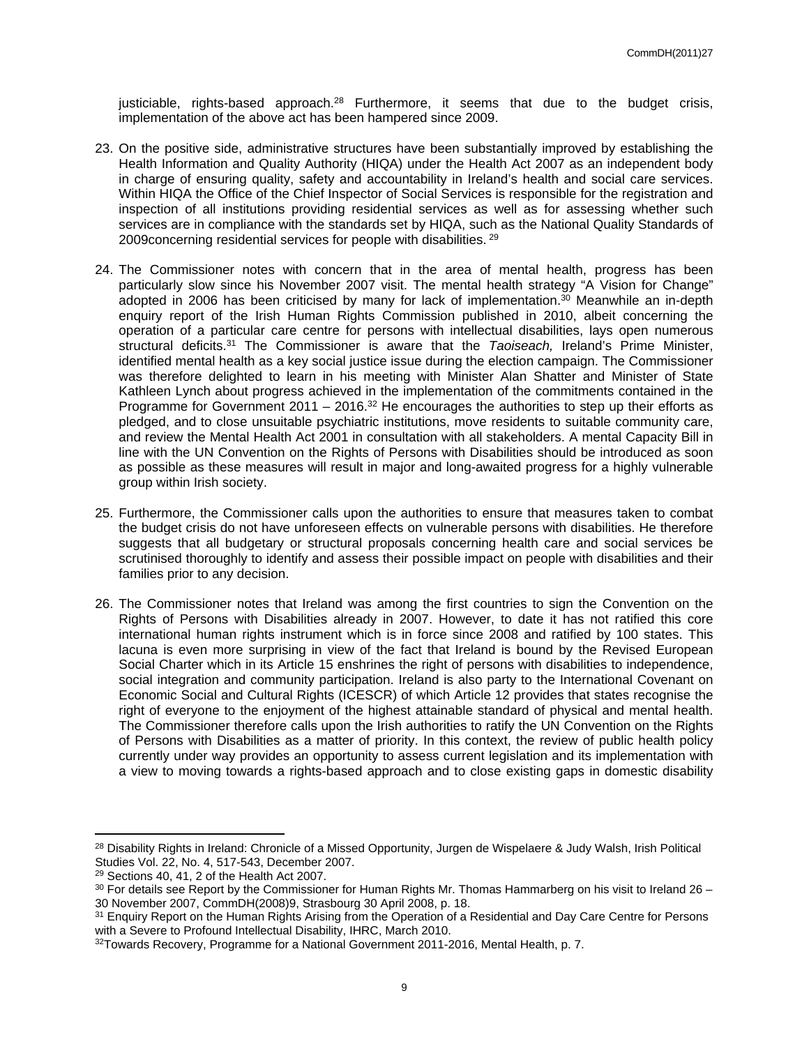justiciable, rights-based approach.[28] Furthermore, it seems that due to the budget crisis, implementation of the above act has been hampered since 2009.

23. On the positive side, administrative structures have been substantially improved by establishing the Health Information and Quality Authority (HIQA) under the Health Act 2007 as an independent body in charge of ensuring quality, safety and accountability in Ireland's health and social care services. Within HIQA the Office of the Chief Inspector of Social Services is responsible for the registration and inspection of all institutions providing residential services as well as for assessing whether such services are in compliance with the standards set by HIQA, such as the National Quality Standards of 2009concerning residential services for people with disabilities. [29]

24. The Commissioner notes with concern that in the area of mental health, progress has been particularly slow since his November 2007 visit. The mental health strategy "A Vision for Change" adopted in 2006 has been criticised by many for lack of implementation.[30] Meanwhile an in-depth enquiry report of the Irish Human Rights Commission published in 2010, albeit concerning the operation of a particular care centre for persons with intellectual disabilities, lays open numerous structural deficits.[31] The Commissioner is aware that the *Taoiseach,* Ireland's Prime Minister, identified mental health as a key social justice issue during the election campaign. The Commissioner was therefore delighted to learn in his meeting with Minister Alan Shatter and Minister of State Kathleen Lynch about progress achieved in the implementation of the commitments contained in the Programme for Government 2011 – 2016.[32] He encourages the authorities to step up their efforts as pledged, and to close unsuitable psychiatric institutions, move residents to suitable community care, and review the Mental Health Act 2001 in consultation with all stakeholders. A mental Capacity Bill in line with the UN Convention on the Rights of Persons with Disabilities should be introduced as soon as possible as these measures will result in major and long-awaited progress for a highly vulnerable group within Irish society.

25. Furthermore, the Commissioner calls upon the authorities to ensure that measures taken to combat the budget crisis do not have unforeseen effects on vulnerable persons with disabilities. He therefore suggests that all budgetary or structural proposals concerning health care and social services be scrutinised thoroughly to identify and assess their possible impact on people with disabilities and their families prior to any decision.

26. The Commissioner notes that Ireland was among the first countries to sign the Convention on the Rights of Persons with Disabilities already in 2007. However, to date it has not ratified this core international human rights instrument which is in force since 2008 and ratified by 100 states. This lacuna is even more surprising in view of the fact that Ireland is bound by the Revised European Social Charter which in its Article 15 enshrines the right of persons with disabilities to independence, social integration and community participation. Ireland is also party to the International Covenant on Economic Social and Cultural Rights (ICESCR) of which Article 12 provides that states recognise the right of everyone to the enjoyment of the highest attainable standard of physical and mental health. The Commissioner therefore calls upon the Irish authorities to ratify the UN Convention on the Rights of Persons with Disabilities as a matter of priority. In this context, the review of public health policy currently under way provides an opportunity to assess current legislation and its implementation with a view to moving towards a rights-based approach and to close existing gaps in domestic disability

---

[28] Disability Rights in Ireland: Chronicle of a Missed Opportunity, Jurgen de Wispelaere & Judy Walsh, Irish Political Studies Vol. 22, No. 4, 517-543, December 2007.

[29] Sections 40, 41, 2 of the Health Act 2007.

[30] For details see Report by the Commissioner for Human Rights Mr. Thomas Hammarberg on his visit to Ireland 26 – 30 November 2007, CommDH(2008)9, Strasbourg 30 April 2008, p. 18.

[31] Enquiry Report on the Human Rights Arising from the Operation of a Residential and Day Care Centre for Persons with a Severe to Profound Intellectual Disability, IHRC, March 2010.

[32] Towards Recovery, Programme for a National Government 2011-2016, Mental Health, p. 7.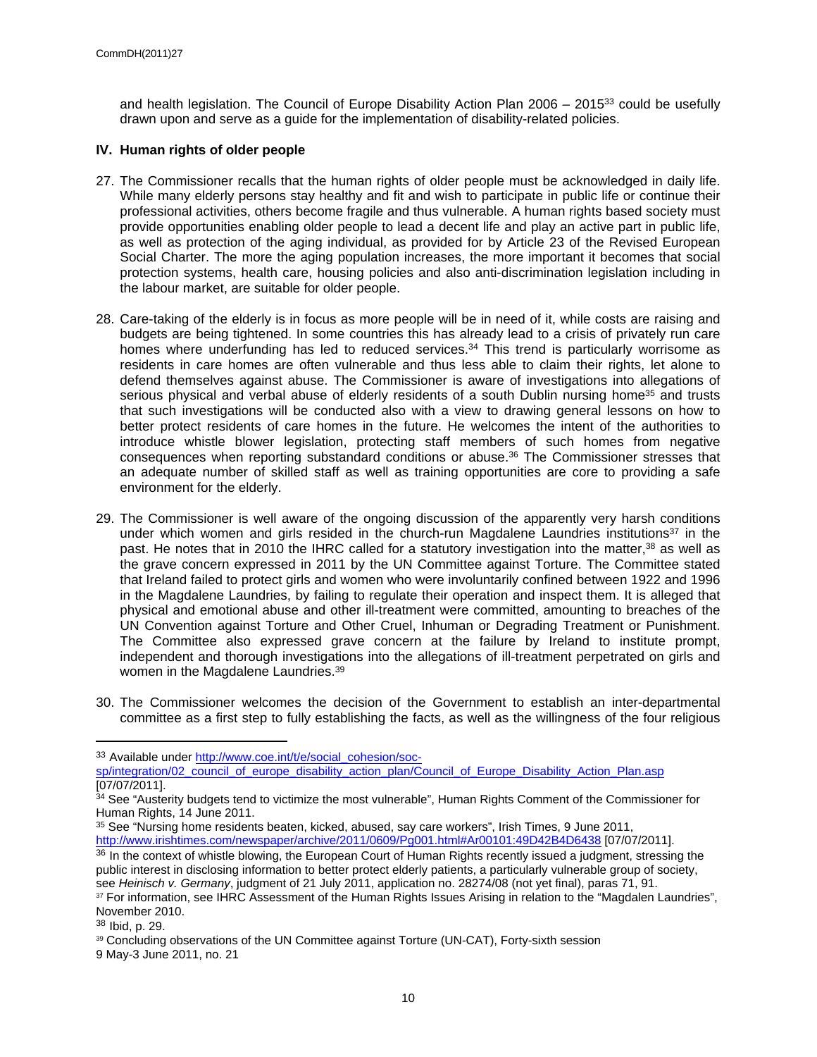and health legislation. The Council of Europe Disability Action Plan 2006 – 2015[33] could be usefully drawn upon and serve as a guide for the implementation of disability-related policies.

## IV. Human rights of older people

27. The Commissioner recalls that the human rights of older people must be acknowledged in daily life. While many elderly persons stay healthy and fit and wish to participate in public life or continue their professional activities, others become fragile and thus vulnerable. A human rights based society must provide opportunities enabling older people to lead a decent life and play an active part in public life, as well as protection of the aging individual, as provided for by Article 23 of the Revised European Social Charter. The more the aging population increases, the more important it becomes that social protection systems, health care, housing policies and also anti-discrimination legislation including in the labour market, are suitable for older people.

28. Care-taking of the elderly is in focus as more people will be in need of it, while costs are raising and budgets are being tightened. In some countries this has already lead to a crisis of privately run care homes where underfunding has led to reduced services.[34] This trend is particularly worrisome as residents in care homes are often vulnerable and thus less able to claim their rights, let alone to defend themselves against abuse. The Commissioner is aware of investigations into allegations of serious physical and verbal abuse of elderly residents of a south Dublin nursing home[35] and trusts that such investigations will be conducted also with a view to drawing general lessons on how to better protect residents of care homes in the future. He welcomes the intent of the authorities to introduce whistle blower legislation, protecting staff members of such homes from negative consequences when reporting substandard conditions or abuse.[36] The Commissioner stresses that an adequate number of skilled staff as well as training opportunities are core to providing a safe environment for the elderly.

29. The Commissioner is well aware of the ongoing discussion of the apparently very harsh conditions under which women and girls resided in the church-run Magdalene Laundries institutions[37] in the past. He notes that in 2010 the IHRC called for a statutory investigation into the matter,[38] as well as the grave concern expressed in 2011 by the UN Committee against Torture. The Committee stated that Ireland failed to protect girls and women who were involuntarily confined between 1922 and 1996 in the Magdalene Laundries, by failing to regulate their operation and inspect them. It is alleged that physical and emotional abuse and other ill-treatment were committed, amounting to breaches of the UN Convention against Torture and Other Cruel, Inhuman or Degrading Treatment or Punishment. The Committee also expressed grave concern at the failure by Ireland to institute prompt, independent and thorough investigations into the allegations of ill-treatment perpetrated on girls and women in the Magdalene Laundries.[39]

30. The Commissioner welcomes the decision of the Government to establish an inter-departmental committee as a first step to fully establishing the facts, as well as the willingness of the four religious

---

[33] Available under http://www.coe.int/t/e/social_cohesion/soc-sp/integration/02_council_of_europe_disability_action_plan/Council_of_Europe_Disability_Action_Plan.asp [07/07/2011].

[34] See "Austerity budgets tend to victimize the most vulnerable", Human Rights Comment of the Commissioner for Human Rights, 14 June 2011.

[35] See "Nursing home residents beaten, kicked, abused, say care workers", Irish Times, 9 June 2011, http://www.irishtimes.com/newspaper/archive/2011/0609/Pg001.html#Ar00101:49D42B4D6438 [07/07/2011].

[36] In the context of whistle blowing, the European Court of Human Rights recently issued a judgment, stressing the public interest in disclosing information to better protect elderly patients, a particularly vulnerable group of society, see *Heinisch v. Germany*, judgment of 21 July 2011, application no. 28274/08 (not yet final), paras 71, 91.

[37] For information, see IHRC Assessment of the Human Rights Issues Arising in relation to the "Magdalen Laundries", November 2010.

[38] Ibid, p. 29.

[39] Concluding observations of the UN Committee against Torture (UN-CAT), Forty-sixth session 9 May-3 June 2011, no. 21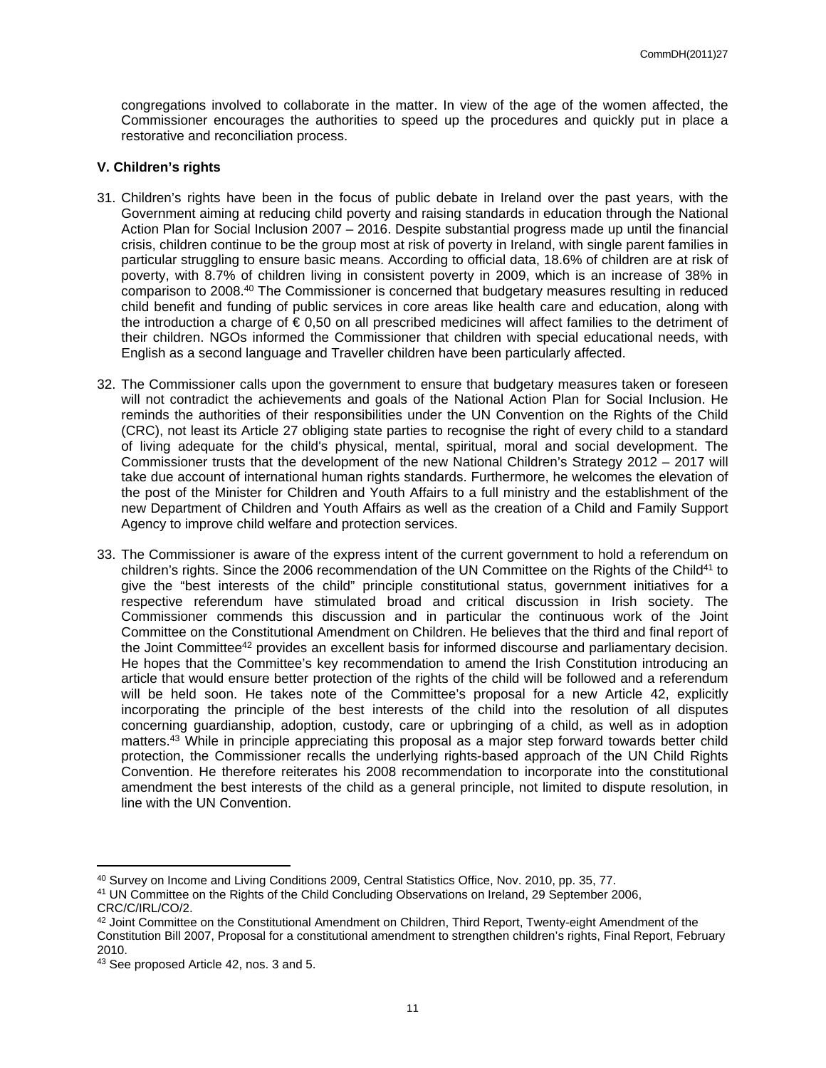congregations involved to collaborate in the matter. In view of the age of the women affected, the Commissioner encourages the authorities to speed up the procedures and quickly put in place a restorative and reconciliation process.

### V. Children's rights

31. Children's rights have been in the focus of public debate in Ireland over the past years, with the Government aiming at reducing child poverty and raising standards in education through the National Action Plan for Social Inclusion 2007 – 2016. Despite substantial progress made up until the financial crisis, children continue to be the group most at risk of poverty in Ireland, with single parent families in particular struggling to ensure basic means. According to official data, 18.6% of children are at risk of poverty, with 8.7% of children living in consistent poverty in 2009, which is an increase of 38% in comparison to 2008.[40] The Commissioner is concerned that budgetary measures resulting in reduced child benefit and funding of public services in core areas like health care and education, along with the introduction a charge of € 0,50 on all prescribed medicines will affect families to the detriment of their children. NGOs informed the Commissioner that children with special educational needs, with English as a second language and Traveller children have been particularly affected.

32. The Commissioner calls upon the government to ensure that budgetary measures taken or foreseen will not contradict the achievements and goals of the National Action Plan for Social Inclusion. He reminds the authorities of their responsibilities under the UN Convention on the Rights of the Child (CRC), not least its Article 27 obliging state parties to recognise the right of every child to a standard of living adequate for the child's physical, mental, spiritual, moral and social development. The Commissioner trusts that the development of the new National Children's Strategy 2012 – 2017 will take due account of international human rights standards. Furthermore, he welcomes the elevation of the post of the Minister for Children and Youth Affairs to a full ministry and the establishment of the new Department of Children and Youth Affairs as well as the creation of a Child and Family Support Agency to improve child welfare and protection services.

33. The Commissioner is aware of the express intent of the current government to hold a referendum on children's rights. Since the 2006 recommendation of the UN Committee on the Rights of the Child[41] to give the "best interests of the child" principle constitutional status, government initiatives for a respective referendum have stimulated broad and critical discussion in Irish society. The Commissioner commends this discussion and in particular the continuous work of the Joint Committee on the Constitutional Amendment on Children. He believes that the third and final report of the Joint Committee[42] provides an excellent basis for informed discourse and parliamentary decision. He hopes that the Committee's key recommendation to amend the Irish Constitution introducing an article that would ensure better protection of the rights of the child will be followed and a referendum will be held soon. He takes note of the Committee's proposal for a new Article 42, explicitly incorporating the principle of the best interests of the child into the resolution of all disputes concerning guardianship, adoption, custody, care or upbringing of a child, as well as in adoption matters.[43] While in principle appreciating this proposal as a major step forward towards better child protection, the Commissioner recalls the underlying rights-based approach of the UN Child Rights Convention. He therefore reiterates his 2008 recommendation to incorporate into the constitutional amendment the best interests of the child as a general principle, not limited to dispute resolution, in line with the UN Convention.

---

[40] Survey on Income and Living Conditions 2009, Central Statistics Office, Nov. 2010, pp. 35, 77.

[41] UN Committee on the Rights of the Child Concluding Observations on Ireland, 29 September 2006, CRC/C/IRL/CO/2.

[42] Joint Committee on the Constitutional Amendment on Children, Third Report, Twenty-eight Amendment of the Constitution Bill 2007, Proposal for a constitutional amendment to strengthen children's rights, Final Report, February 2010.

[43] See proposed Article 42, nos. 3 and 5.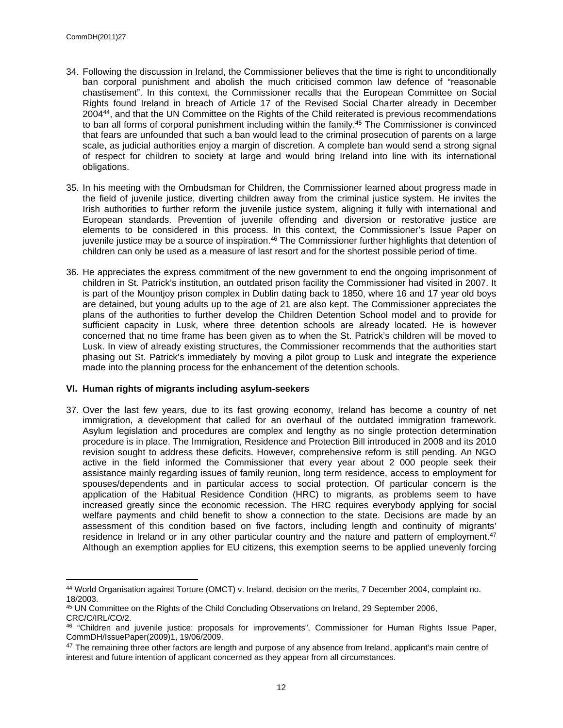34. Following the discussion in Ireland, the Commissioner believes that the time is right to unconditionally ban corporal punishment and abolish the much criticised common law defence of "reasonable chastisement". In this context, the Commissioner recalls that the European Committee on Social Rights found Ireland in breach of Article 17 of the Revised Social Charter already in December 2004[44], and that the UN Committee on the Rights of the Child reiterated is previous recommendations to ban all forms of corporal punishment including within the family.[45] The Commissioner is convinced that fears are unfounded that such a ban would lead to the criminal prosecution of parents on a large scale, as judicial authorities enjoy a margin of discretion. A complete ban would send a strong signal of respect for children to society at large and would bring Ireland into line with its international obligations.

35. In his meeting with the Ombudsman for Children, the Commissioner learned about progress made in the field of juvenile justice, diverting children away from the criminal justice system. He invites the Irish authorities to further reform the juvenile justice system, aligning it fully with international and European standards. Prevention of juvenile offending and diversion or restorative justice are elements to be considered in this process. In this context, the Commissioner's Issue Paper on juvenile justice may be a source of inspiration.[46] The Commissioner further highlights that detention of children can only be used as a measure of last resort and for the shortest possible period of time.

36. He appreciates the express commitment of the new government to end the ongoing imprisonment of children in St. Patrick's institution, an outdated prison facility the Commissioner had visited in 2007. It is part of the Mountjoy prison complex in Dublin dating back to 1850, where 16 and 17 year old boys are detained, but young adults up to the age of 21 are also kept. The Commissioner appreciates the plans of the authorities to further develop the Children Detention School model and to provide for sufficient capacity in Lusk, where three detention schools are already located. He is however concerned that no time frame has been given as to when the St. Patrick's children will be moved to Lusk. In view of already existing structures, the Commissioner recommends that the authorities start phasing out St. Patrick's immediately by moving a pilot group to Lusk and integrate the experience made into the planning process for the enhancement of the detention schools.

## VI. Human rights of migrants including asylum-seekers

37. Over the last few years, due to its fast growing economy, Ireland has become a country of net immigration, a development that called for an overhaul of the outdated immigration framework. Asylum legislation and procedures are complex and lengthy as no single protection determination procedure is in place. The Immigration, Residence and Protection Bill introduced in 2008 and its 2010 revision sought to address these deficits. However, comprehensive reform is still pending. An NGO active in the field informed the Commissioner that every year about 2 000 people seek their assistance mainly regarding issues of family reunion, long term residence, access to employment for spouses/dependents and in particular access to social protection. Of particular concern is the application of the Habitual Residence Condition (HRC) to migrants, as problems seem to have increased greatly since the economic recession. The HRC requires everybody applying for social welfare payments and child benefit to show a connection to the state. Decisions are made by an assessment of this condition based on five factors, including length and continuity of migrants' residence in Ireland or in any other particular country and the nature and pattern of employment.[47] Although an exemption applies for EU citizens, this exemption seems to be applied unevenly forcing

---

[44] World Organisation against Torture (OMCT) v. Ireland, decision on the merits, 7 December 2004, complaint no. 18/2003.

[45] UN Committee on the Rights of the Child Concluding Observations on Ireland, 29 September 2006, CRC/C/IRL/CO/2.

[46] "Children and juvenile justice: proposals for improvements", Commissioner for Human Rights Issue Paper, CommDH/IssuePaper(2009)1, 19/06/2009.

[47] The remaining three other factors are length and purpose of any absence from Ireland, applicant's main centre of interest and future intention of applicant concerned as they appear from all circumstances.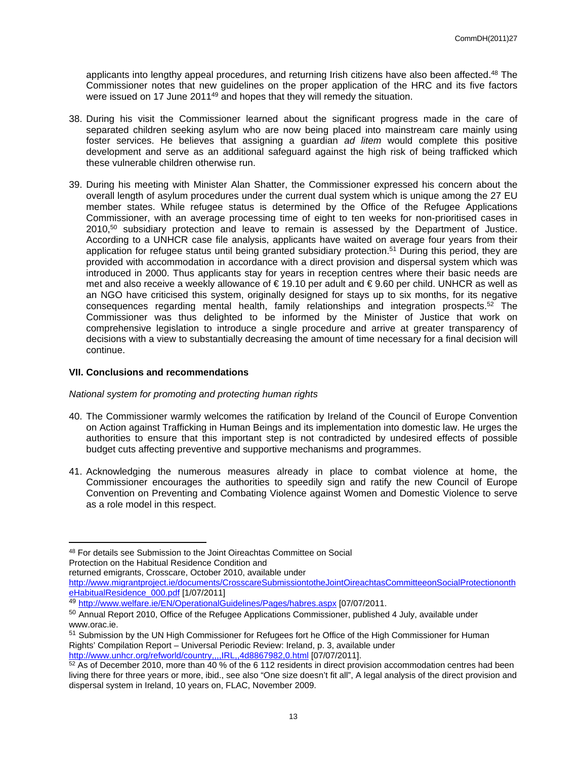applicants into lengthy appeal procedures, and returning Irish citizens have also been affected.[48] The Commissioner notes that new guidelines on the proper application of the HRC and its five factors were issued on 17 June 2011[49] and hopes that they will remedy the situation.

38. During his visit the Commissioner learned about the significant progress made in the care of separated children seeking asylum who are now being placed into mainstream care mainly using foster services. He believes that assigning a guardian *ad litem* would complete this positive development and serve as an additional safeguard against the high risk of being trafficked which these vulnerable children otherwise run.

39. During his meeting with Minister Alan Shatter, the Commissioner expressed his concern about the overall length of asylum procedures under the current dual system which is unique among the 27 EU member states. While refugee status is determined by the Office of the Refugee Applications Commissioner, with an average processing time of eight to ten weeks for non-prioritised cases in 2010,[50] subsidiary protection and leave to remain is assessed by the Department of Justice. According to a UNHCR case file analysis, applicants have waited on average four years from their application for refugee status until being granted subsidiary protection.[51] During this period, they are provided with accommodation in accordance with a direct provision and dispersal system which was introduced in 2000. Thus applicants stay for years in reception centres where their basic needs are met and also receive a weekly allowance of € 19.10 per adult and € 9.60 per child. UNHCR as well as an NGO have criticised this system, originally designed for stays up to six months, for its negative consequences regarding mental health, family relationships and integration prospects.[52] The Commissioner was thus delighted to be informed by the Minister of Justice that work on comprehensive legislation to introduce a single procedure and arrive at greater transparency of decisions with a view to substantially decreasing the amount of time necessary for a final decision will continue.

## VII. Conclusions and recommendations

*National system for promoting and protecting human rights*

40. The Commissioner warmly welcomes the ratification by Ireland of the Council of Europe Convention on Action against Trafficking in Human Beings and its implementation into domestic law. He urges the authorities to ensure that this important step is not contradicted by undesired effects of possible budget cuts affecting preventive and supportive mechanisms and programmes.

41. Acknowledging the numerous measures already in place to combat violence at home, the Commissioner encourages the authorities to speedily sign and ratify the new Council of Europe Convention on Preventing and Combating Violence against Women and Domestic Violence to serve as a role model in this respect.

---

[48] For details see Submission to the Joint Oireachtas Committee on Social Protection on the Habitual Residence Condition and returned emigrants, Crosscare, October 2010, available under http://www.migrantproject.ie/documents/CrosscareSubmissiontotheJointOireachtasCommitteeonSocialProtectionontheHabitualResidence_000.pdf [1/07/2011]

[49] http://www.welfare.ie/EN/OperationalGuidelines/Pages/habres.aspx [07/07/2011.

[50] Annual Report 2010, Office of the Refugee Applications Commissioner, published 4 July, available under www.orac.ie.

[51] Submission by the UN High Commissioner for Refugees fort he Office of the High Commissioner for Human Rights' Compilation Report – Universal Periodic Review: Ireland, p. 3, available under http://www.unhcr.org/refworld/country,,,,IRL,,4d8867982,0.html [07/07/2011].

[52] As of December 2010, more than 40 % of the 6 112 residents in direct provision accommodation centres had been living there for three years or more, ibid., see also "One size doesn't fit all", A legal analysis of the direct provision and dispersal system in Ireland, 10 years on, FLAC, November 2009.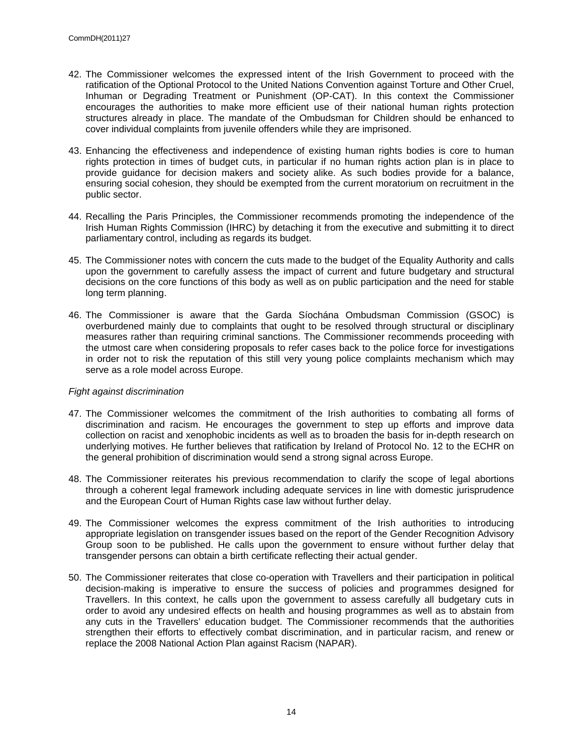42. The Commissioner welcomes the expressed intent of the Irish Government to proceed with the ratification of the Optional Protocol to the United Nations Convention against Torture and Other Cruel, Inhuman or Degrading Treatment or Punishment (OP-CAT). In this context the Commissioner encourages the authorities to make more efficient use of their national human rights protection structures already in place. The mandate of the Ombudsman for Children should be enhanced to cover individual complaints from juvenile offenders while they are imprisoned.

43. Enhancing the effectiveness and independence of existing human rights bodies is core to human rights protection in times of budget cuts, in particular if no human rights action plan is in place to provide guidance for decision makers and society alike. As such bodies provide for a balance, ensuring social cohesion, they should be exempted from the current moratorium on recruitment in the public sector.

44. Recalling the Paris Principles, the Commissioner recommends promoting the independence of the Irish Human Rights Commission (IHRC) by detaching it from the executive and submitting it to direct parliamentary control, including as regards its budget.

45. The Commissioner notes with concern the cuts made to the budget of the Equality Authority and calls upon the government to carefully assess the impact of current and future budgetary and structural decisions on the core functions of this body as well as on public participation and the need for stable long term planning.

46. The Commissioner is aware that the Garda Síochána Ombudsman Commission (GSOC) is overburdened mainly due to complaints that ought to be resolved through structural or disciplinary measures rather than requiring criminal sanctions. The Commissioner recommends proceeding with the utmost care when considering proposals to refer cases back to the police force for investigations in order not to risk the reputation of this still very young police complaints mechanism which may serve as a role model across Europe.

*Fight against discrimination*

47. The Commissioner welcomes the commitment of the Irish authorities to combating all forms of discrimination and racism. He encourages the government to step up efforts and improve data collection on racist and xenophobic incidents as well as to broaden the basis for in-depth research on underlying motives. He further believes that ratification by Ireland of Protocol No. 12 to the ECHR on the general prohibition of discrimination would send a strong signal across Europe.

48. The Commissioner reiterates his previous recommendation to clarify the scope of legal abortions through a coherent legal framework including adequate services in line with domestic jurisprudence and the European Court of Human Rights case law without further delay.

49. The Commissioner welcomes the express commitment of the Irish authorities to introducing appropriate legislation on transgender issues based on the report of the Gender Recognition Advisory Group soon to be published. He calls upon the government to ensure without further delay that transgender persons can obtain a birth certificate reflecting their actual gender.

50. The Commissioner reiterates that close co-operation with Travellers and their participation in political decision-making is imperative to ensure the success of policies and programmes designed for Travellers. In this context, he calls upon the government to assess carefully all budgetary cuts in order to avoid any undesired effects on health and housing programmes as well as to abstain from any cuts in the Travellers' education budget. The Commissioner recommends that the authorities strengthen their efforts to effectively combat discrimination, and in particular racism, and renew or replace the 2008 National Action Plan against Racism (NAPAR).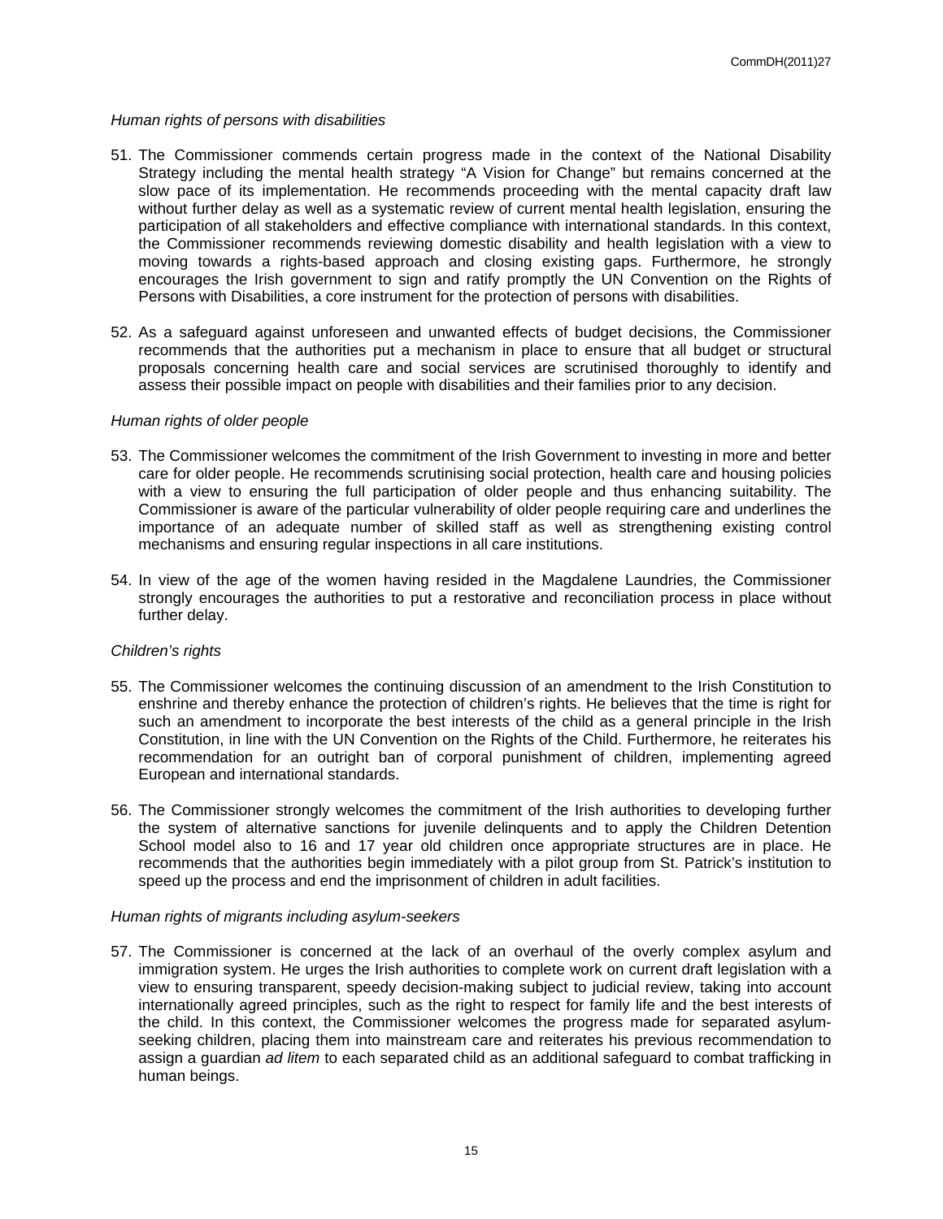*Human rights of persons with disabilities*

51. The Commissioner commends certain progress made in the context of the National Disability Strategy including the mental health strategy "A Vision for Change" but remains concerned at the slow pace of its implementation. He recommends proceeding with the mental capacity draft law without further delay as well as a systematic review of current mental health legislation, ensuring the participation of all stakeholders and effective compliance with international standards. In this context, the Commissioner recommends reviewing domestic disability and health legislation with a view to moving towards a rights-based approach and closing existing gaps. Furthermore, he strongly encourages the Irish government to sign and ratify promptly the UN Convention on the Rights of Persons with Disabilities, a core instrument for the protection of persons with disabilities.

52. As a safeguard against unforeseen and unwanted effects of budget decisions, the Commissioner recommends that the authorities put a mechanism in place to ensure that all budget or structural proposals concerning health care and social services are scrutinised thoroughly to identify and assess their possible impact on people with disabilities and their families prior to any decision.

*Human rights of older people*

53. The Commissioner welcomes the commitment of the Irish Government to investing in more and better care for older people. He recommends scrutinising social protection, health care and housing policies with a view to ensuring the full participation of older people and thus enhancing suitability. The Commissioner is aware of the particular vulnerability of older people requiring care and underlines the importance of an adequate number of skilled staff as well as strengthening existing control mechanisms and ensuring regular inspections in all care institutions.

54. In view of the age of the women having resided in the Magdalene Laundries, the Commissioner strongly encourages the authorities to put a restorative and reconciliation process in place without further delay.

*Children's rights*

55. The Commissioner welcomes the continuing discussion of an amendment to the Irish Constitution to enshrine and thereby enhance the protection of children's rights. He believes that the time is right for such an amendment to incorporate the best interests of the child as a general principle in the Irish Constitution, in line with the UN Convention on the Rights of the Child. Furthermore, he reiterates his recommendation for an outright ban of corporal punishment of children, implementing agreed European and international standards.

56. The Commissioner strongly welcomes the commitment of the Irish authorities to developing further the system of alternative sanctions for juvenile delinquents and to apply the Children Detention School model also to 16 and 17 year old children once appropriate structures are in place. He recommends that the authorities begin immediately with a pilot group from St. Patrick's institution to speed up the process and end the imprisonment of children in adult facilities.

*Human rights of migrants including asylum-seekers*

57. The Commissioner is concerned at the lack of an overhaul of the overly complex asylum and immigration system. He urges the Irish authorities to complete work on current draft legislation with a view to ensuring transparent, speedy decision-making subject to judicial review, taking into account internationally agreed principles, such as the right to respect for family life and the best interests of the child. In this context, the Commissioner welcomes the progress made for separated asylum-seeking children, placing them into mainstream care and reiterates his previous recommendation to assign a guardian *ad litem* to each separated child as an additional safeguard to combat trafficking in human beings.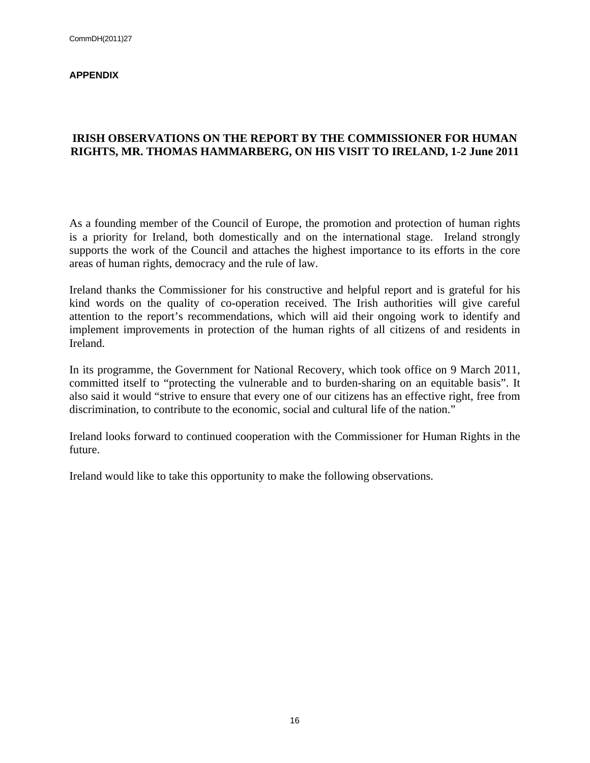## APPENDIX

### IRISH OBSERVATIONS ON THE REPORT BY THE COMMISSIONER FOR HUMAN RIGHTS, MR. THOMAS HAMMARBERG, ON HIS VISIT TO IRELAND, 1-2 June 2011

As a founding member of the Council of Europe, the promotion and protection of human rights is a priority for Ireland, both domestically and on the international stage. Ireland strongly supports the work of the Council and attaches the highest importance to its efforts in the core areas of human rights, democracy and the rule of law.

Ireland thanks the Commissioner for his constructive and helpful report and is grateful for his kind words on the quality of co-operation received. The Irish authorities will give careful attention to the report's recommendations, which will aid their ongoing work to identify and implement improvements in protection of the human rights of all citizens of and residents in Ireland.

In its programme, the Government for National Recovery, which took office on 9 March 2011, committed itself to "protecting the vulnerable and to burden-sharing on an equitable basis". It also said it would "strive to ensure that every one of our citizens has an effective right, free from discrimination, to contribute to the economic, social and cultural life of the nation."

Ireland looks forward to continued cooperation with the Commissioner for Human Rights in the future.

Ireland would like to take this opportunity to make the following observations.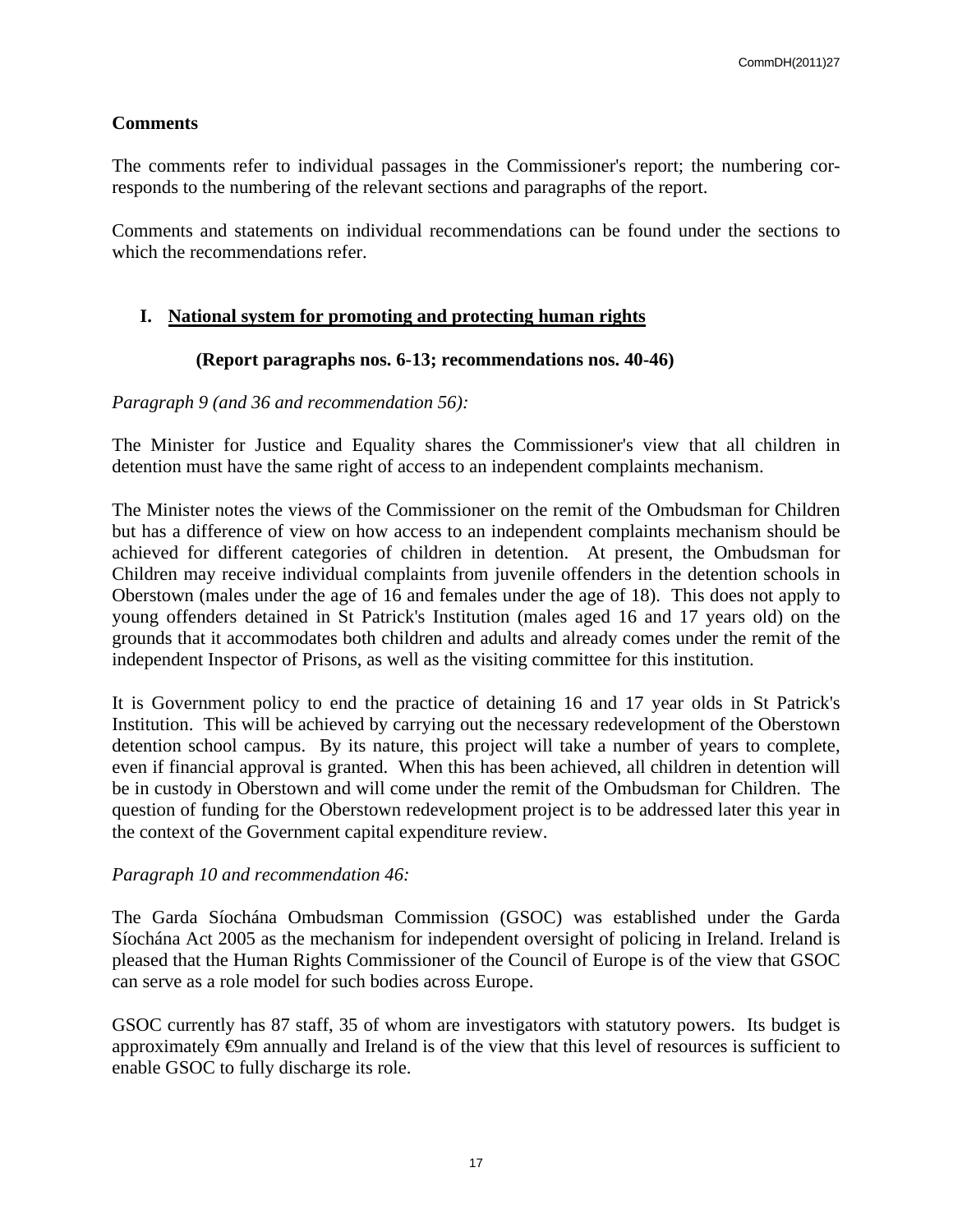## Comments

The comments refer to individual passages in the Commissioner's report; the numbering corresponds to the numbering of the relevant sections and paragraphs of the report.

Comments and statements on individual recommendations can be found under the sections to which the recommendations refer.

### I. National system for promoting and protecting human rights

**(Report paragraphs nos. 6-13; recommendations nos. 40-46)**

*Paragraph 9 (and 36 and recommendation 56):*

The Minister for Justice and Equality shares the Commissioner's view that all children in detention must have the same right of access to an independent complaints mechanism.

The Minister notes the views of the Commissioner on the remit of the Ombudsman for Children but has a difference of view on how access to an independent complaints mechanism should be achieved for different categories of children in detention. At present, the Ombudsman for Children may receive individual complaints from juvenile offenders in the detention schools in Oberstown (males under the age of 16 and females under the age of 18). This does not apply to young offenders detained in St Patrick's Institution (males aged 16 and 17 years old) on the grounds that it accommodates both children and adults and already comes under the remit of the independent Inspector of Prisons, as well as the visiting committee for this institution.

It is Government policy to end the practice of detaining 16 and 17 year olds in St Patrick's Institution. This will be achieved by carrying out the necessary redevelopment of the Oberstown detention school campus. By its nature, this project will take a number of years to complete, even if financial approval is granted. When this has been achieved, all children in detention will be in custody in Oberstown and will come under the remit of the Ombudsman for Children. The question of funding for the Oberstown redevelopment project is to be addressed later this year in the context of the Government capital expenditure review.

*Paragraph 10 and recommendation 46:*

The Garda Síochána Ombudsman Commission (GSOC) was established under the Garda Síochána Act 2005 as the mechanism for independent oversight of policing in Ireland. Ireland is pleased that the Human Rights Commissioner of the Council of Europe is of the view that GSOC can serve as a role model for such bodies across Europe.

GSOC currently has 87 staff, 35 of whom are investigators with statutory powers. Its budget is approximately €9m annually and Ireland is of the view that this level of resources is sufficient to enable GSOC to fully discharge its role.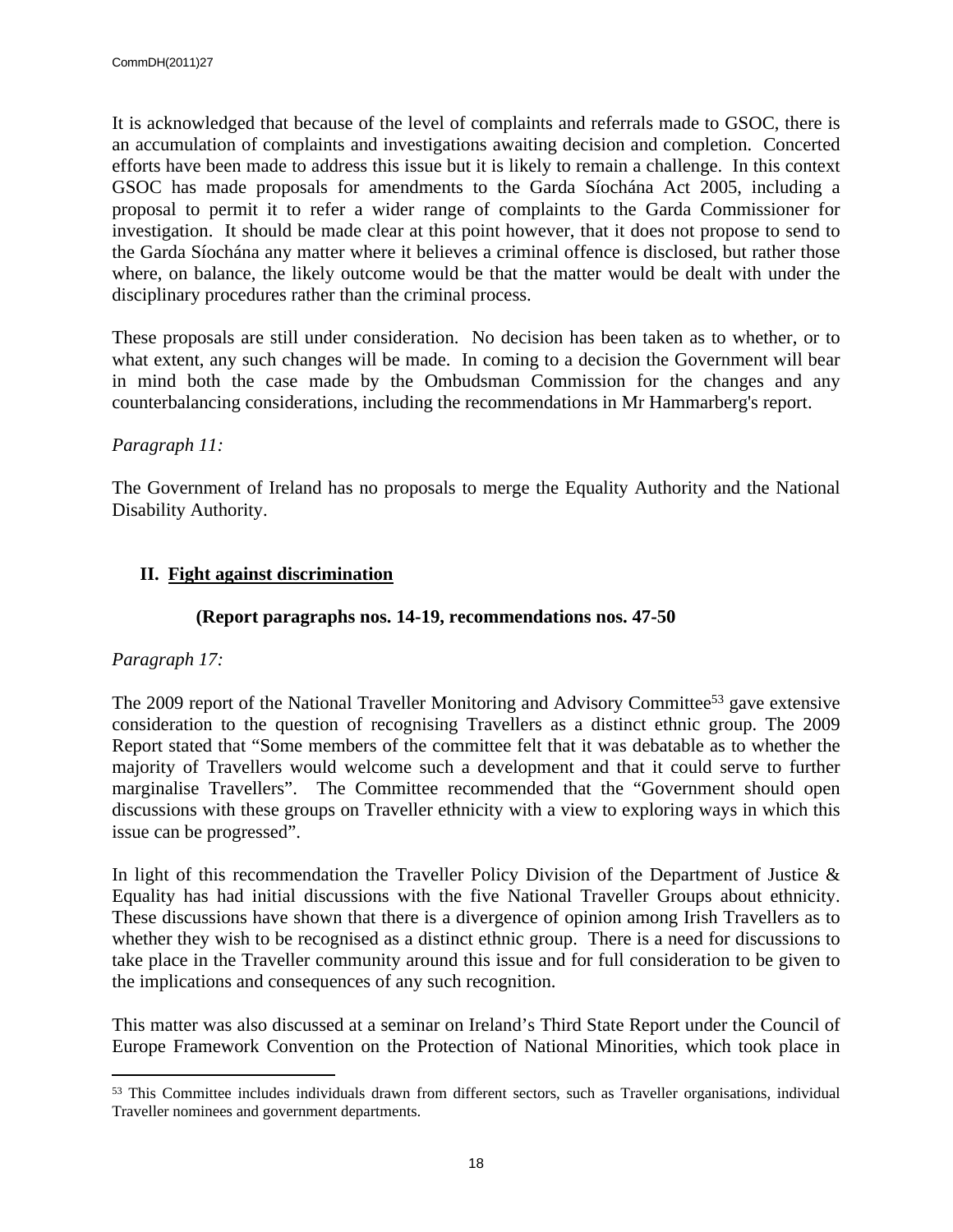It is acknowledged that because of the level of complaints and referrals made to GSOC, there is an accumulation of complaints and investigations awaiting decision and completion. Concerted efforts have been made to address this issue but it is likely to remain a challenge. In this context GSOC has made proposals for amendments to the Garda Síochána Act 2005, including a proposal to permit it to refer a wider range of complaints to the Garda Commissioner for investigation. It should be made clear at this point however, that it does not propose to send to the Garda Síochána any matter where it believes a criminal offence is disclosed, but rather those where, on balance, the likely outcome would be that the matter would be dealt with under the disciplinary procedures rather than the criminal process.

These proposals are still under consideration. No decision has been taken as to whether, or to what extent, any such changes will be made. In coming to a decision the Government will bear in mind both the case made by the Ombudsman Commission for the changes and any counterbalancing considerations, including the recommendations in Mr Hammarberg's report.

*Paragraph 11:*

The Government of Ireland has no proposals to merge the Equality Authority and the National Disability Authority.

## II. Fight against discrimination

**(Report paragraphs nos. 14-19, recommendations nos. 47-50**

*Paragraph 17:*

The 2009 report of the National Traveller Monitoring and Advisory Committee[53] gave extensive consideration to the question of recognising Travellers as a distinct ethnic group. The 2009 Report stated that "Some members of the committee felt that it was debatable as to whether the majority of Travellers would welcome such a development and that it could serve to further marginalise Travellers". The Committee recommended that the "Government should open discussions with these groups on Traveller ethnicity with a view to exploring ways in which this issue can be progressed".

In light of this recommendation the Traveller Policy Division of the Department of Justice & Equality has had initial discussions with the five National Traveller Groups about ethnicity. These discussions have shown that there is a divergence of opinion among Irish Travellers as to whether they wish to be recognised as a distinct ethnic group. There is a need for discussions to take place in the Traveller community around this issue and for full consideration to be given to the implications and consequences of any such recognition.

This matter was also discussed at a seminar on Ireland's Third State Report under the Council of Europe Framework Convention on the Protection of National Minorities, which took place in

[53] This Committee includes individuals drawn from different sectors, such as Traveller organisations, individual Traveller nominees and government departments.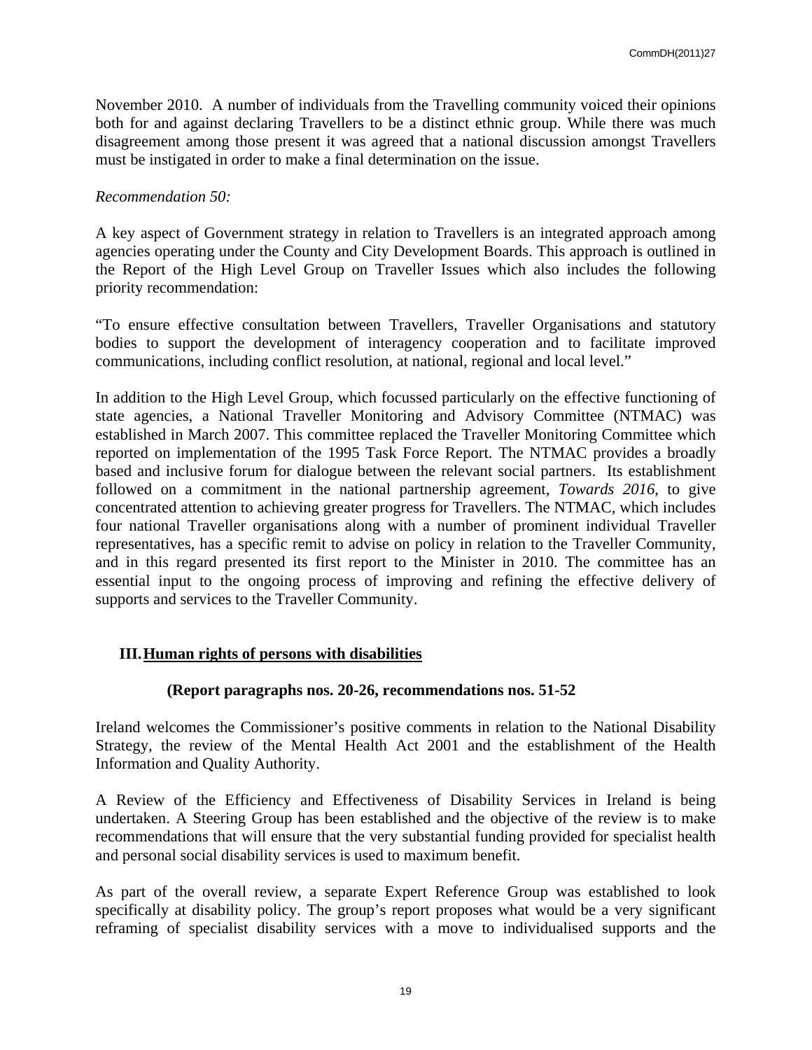November 2010. A number of individuals from the Travelling community voiced their opinions both for and against declaring Travellers to be a distinct ethnic group. While there was much disagreement among those present it was agreed that a national discussion amongst Travellers must be instigated in order to make a final determination on the issue.

*Recommendation 50:*

A key aspect of Government strategy in relation to Travellers is an integrated approach among agencies operating under the County and City Development Boards. This approach is outlined in the Report of the High Level Group on Traveller Issues which also includes the following priority recommendation:

"To ensure effective consultation between Travellers, Traveller Organisations and statutory bodies to support the development of interagency cooperation and to facilitate improved communications, including conflict resolution, at national, regional and local level."

In addition to the High Level Group, which focussed particularly on the effective functioning of state agencies, a National Traveller Monitoring and Advisory Committee (NTMAC) was established in March 2007. This committee replaced the Traveller Monitoring Committee which reported on implementation of the 1995 Task Force Report. The NTMAC provides a broadly based and inclusive forum for dialogue between the relevant social partners. Its establishment followed on a commitment in the national partnership agreement, *Towards 2016*, to give concentrated attention to achieving greater progress for Travellers. The NTMAC, which includes four national Traveller organisations along with a number of prominent individual Traveller representatives, has a specific remit to advise on policy in relation to the Traveller Community, and in this regard presented its first report to the Minister in 2010. The committee has an essential input to the ongoing process of improving and refining the effective delivery of supports and services to the Traveller Community.

## III. Human rights of persons with disabilities

**(Report paragraphs nos. 20-26, recommendations nos. 51-52**

Ireland welcomes the Commissioner's positive comments in relation to the National Disability Strategy, the review of the Mental Health Act 2001 and the establishment of the Health Information and Quality Authority.

A Review of the Efficiency and Effectiveness of Disability Services in Ireland is being undertaken. A Steering Group has been established and the objective of the review is to make recommendations that will ensure that the very substantial funding provided for specialist health and personal social disability services is used to maximum benefit.

As part of the overall review, a separate Expert Reference Group was established to look specifically at disability policy. The group's report proposes what would be a very significant reframing of specialist disability services with a move to individualised supports and the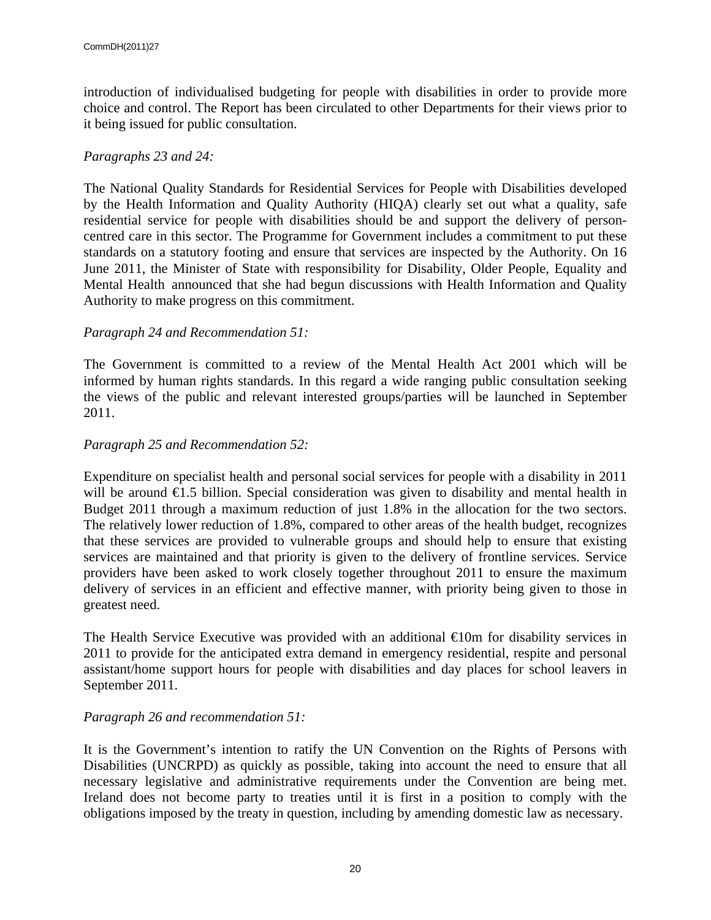introduction of individualised budgeting for people with disabilities in order to provide more choice and control. The Report has been circulated to other Departments for their views prior to it being issued for public consultation.

*Paragraphs 23 and 24:*

The National Quality Standards for Residential Services for People with Disabilities developed by the Health Information and Quality Authority (HIQA) clearly set out what a quality, safe residential service for people with disabilities should be and support the delivery of person-centred care in this sector. The Programme for Government includes a commitment to put these standards on a statutory footing and ensure that services are inspected by the Authority. On 16 June 2011, the Minister of State with responsibility for Disability, Older People, Equality and Mental Health announced that she had begun discussions with Health Information and Quality Authority to make progress on this commitment.

*Paragraph 24 and Recommendation 51:*

The Government is committed to a review of the Mental Health Act 2001 which will be informed by human rights standards. In this regard a wide ranging public consultation seeking the views of the public and relevant interested groups/parties will be launched in September 2011.

*Paragraph 25 and Recommendation 52:*

Expenditure on specialist health and personal social services for people with a disability in 2011 will be around €1.5 billion. Special consideration was given to disability and mental health in Budget 2011 through a maximum reduction of just 1.8% in the allocation for the two sectors. The relatively lower reduction of 1.8%, compared to other areas of the health budget, recognizes that these services are provided to vulnerable groups and should help to ensure that existing services are maintained and that priority is given to the delivery of frontline services. Service providers have been asked to work closely together throughout 2011 to ensure the maximum delivery of services in an efficient and effective manner, with priority being given to those in greatest need.

The Health Service Executive was provided with an additional €10m for disability services in 2011 to provide for the anticipated extra demand in emergency residential, respite and personal assistant/home support hours for people with disabilities and day places for school leavers in September 2011.

*Paragraph 26 and recommendation 51:*

It is the Government's intention to ratify the UN Convention on the Rights of Persons with Disabilities (UNCRPD) as quickly as possible, taking into account the need to ensure that all necessary legislative and administrative requirements under the Convention are being met. Ireland does not become party to treaties until it is first in a position to comply with the obligations imposed by the treaty in question, including by amending domestic law as necessary.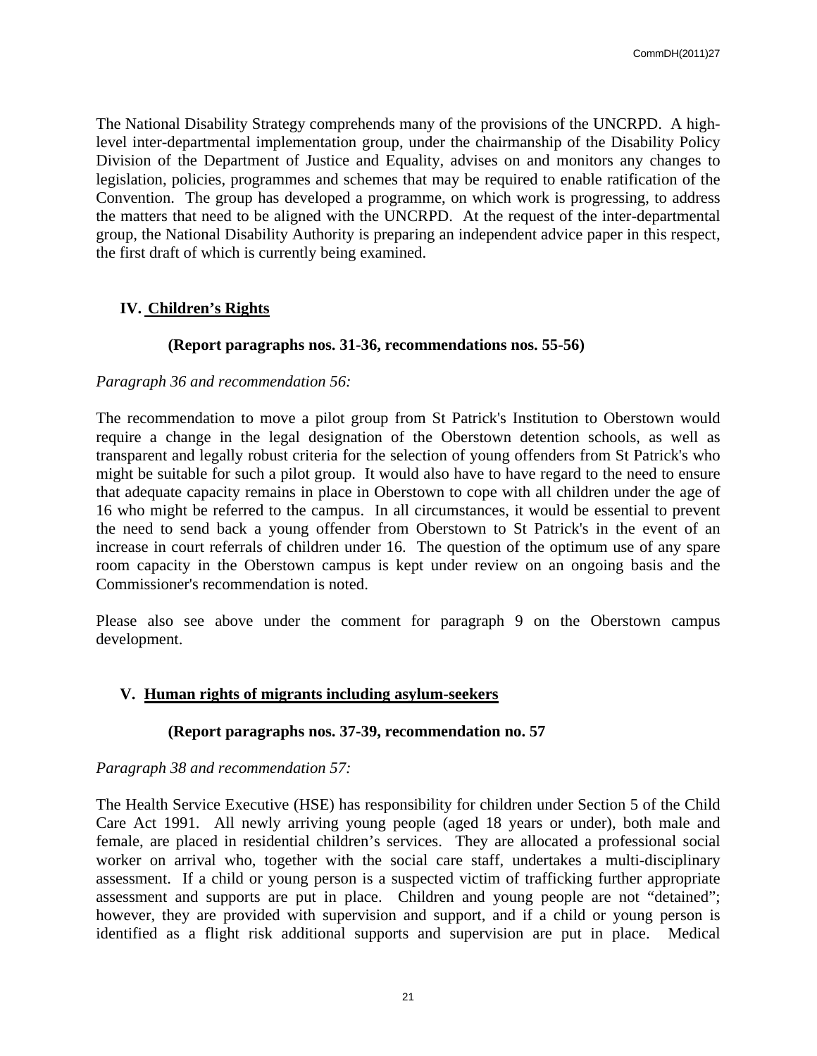The National Disability Strategy comprehends many of the provisions of the UNCRPD. A high-level inter-departmental implementation group, under the chairmanship of the Disability Policy Division of the Department of Justice and Equality, advises on and monitors any changes to legislation, policies, programmes and schemes that may be required to enable ratification of the Convention. The group has developed a programme, on which work is progressing, to address the matters that need to be aligned with the UNCRPD. At the request of the inter-departmental group, the National Disability Authority is preparing an independent advice paper in this respect, the first draft of which is currently being examined.

## IV. Children's Rights

**(Report paragraphs nos. 31-36, recommendations nos. 55-56)**

*Paragraph 36 and recommendation 56:*

The recommendation to move a pilot group from St Patrick's Institution to Oberstown would require a change in the legal designation of the Oberstown detention schools, as well as transparent and legally robust criteria for the selection of young offenders from St Patrick's who might be suitable for such a pilot group. It would also have to have regard to the need to ensure that adequate capacity remains in place in Oberstown to cope with all children under the age of 16 who might be referred to the campus. In all circumstances, it would be essential to prevent the need to send back a young offender from Oberstown to St Patrick's in the event of an increase in court referrals of children under 16. The question of the optimum use of any spare room capacity in the Oberstown campus is kept under review on an ongoing basis and the Commissioner's recommendation is noted.

Please also see above under the comment for paragraph 9 on the Oberstown campus development.

## V. Human rights of migrants including asylum-seekers

**(Report paragraphs nos. 37-39, recommendation no. 57**

*Paragraph 38 and recommendation 57:*

The Health Service Executive (HSE) has responsibility for children under Section 5 of the Child Care Act 1991. All newly arriving young people (aged 18 years or under), both male and female, are placed in residential children's services. They are allocated a professional social worker on arrival who, together with the social care staff, undertakes a multi-disciplinary assessment. If a child or young person is a suspected victim of trafficking further appropriate assessment and supports are put in place. Children and young people are not "detained"; however, they are provided with supervision and support, and if a child or young person is identified as a flight risk additional supports and supervision are put in place. Medical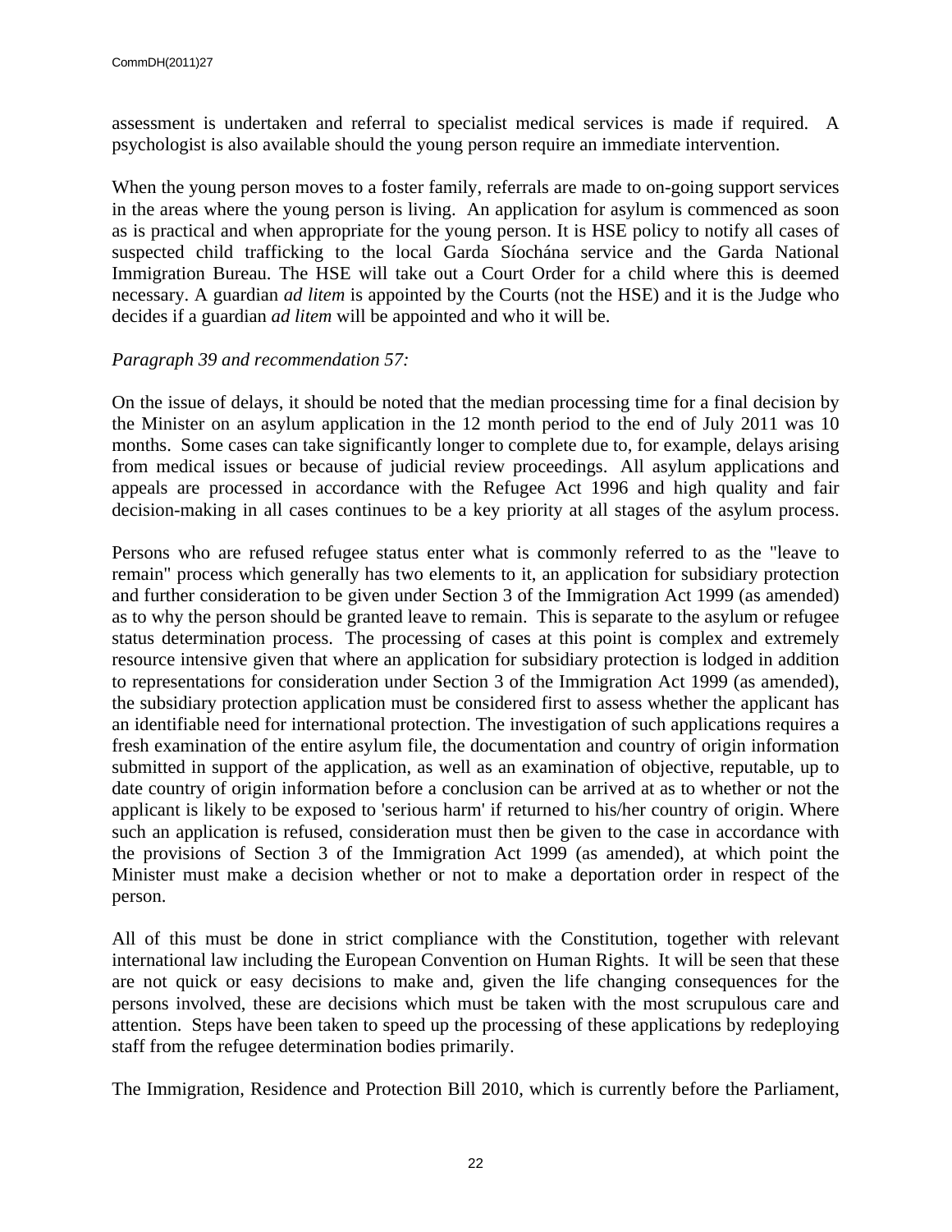assessment is undertaken and referral to specialist medical services is made if required. A psychologist is also available should the young person require an immediate intervention.

When the young person moves to a foster family, referrals are made to on-going support services in the areas where the young person is living. An application for asylum is commenced as soon as is practical and when appropriate for the young person. It is HSE policy to notify all cases of suspected child trafficking to the local Garda Síochána service and the Garda National Immigration Bureau. The HSE will take out a Court Order for a child where this is deemed necessary. A guardian *ad litem* is appointed by the Courts (not the HSE) and it is the Judge who decides if a guardian *ad litem* will be appointed and who it will be.

*Paragraph 39 and recommendation 57:*

On the issue of delays, it should be noted that the median processing time for a final decision by the Minister on an asylum application in the 12 month period to the end of July 2011 was 10 months. Some cases can take significantly longer to complete due to, for example, delays arising from medical issues or because of judicial review proceedings. All asylum applications and appeals are processed in accordance with the Refugee Act 1996 and high quality and fair decision-making in all cases continues to be a key priority at all stages of the asylum process.

Persons who are refused refugee status enter what is commonly referred to as the "leave to remain" process which generally has two elements to it, an application for subsidiary protection and further consideration to be given under Section 3 of the Immigration Act 1999 (as amended) as to why the person should be granted leave to remain. This is separate to the asylum or refugee status determination process. The processing of cases at this point is complex and extremely resource intensive given that where an application for subsidiary protection is lodged in addition to representations for consideration under Section 3 of the Immigration Act 1999 (as amended), the subsidiary protection application must be considered first to assess whether the applicant has an identifiable need for international protection. The investigation of such applications requires a fresh examination of the entire asylum file, the documentation and country of origin information submitted in support of the application, as well as an examination of objective, reputable, up to date country of origin information before a conclusion can be arrived at as to whether or not the applicant is likely to be exposed to 'serious harm' if returned to his/her country of origin. Where such an application is refused, consideration must then be given to the case in accordance with the provisions of Section 3 of the Immigration Act 1999 (as amended), at which point the Minister must make a decision whether or not to make a deportation order in respect of the person.

All of this must be done in strict compliance with the Constitution, together with relevant international law including the European Convention on Human Rights. It will be seen that these are not quick or easy decisions to make and, given the life changing consequences for the persons involved, these are decisions which must be taken with the most scrupulous care and attention. Steps have been taken to speed up the processing of these applications by redeploying staff from the refugee determination bodies primarily.

The Immigration, Residence and Protection Bill 2010, which is currently before the Parliament,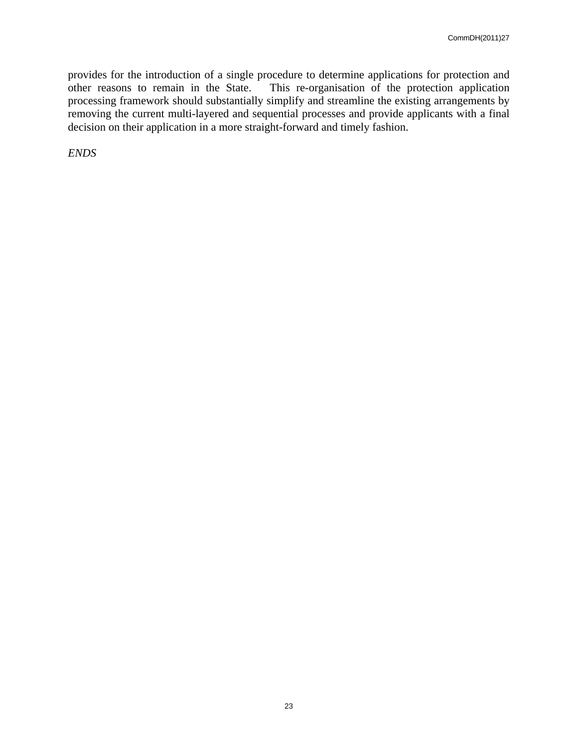provides for the introduction of a single procedure to determine applications for protection and other reasons to remain in the State. This re-organisation of the protection application processing framework should substantially simplify and streamline the existing arrangements by removing the current multi-layered and sequential processes and provide applicants with a final decision on their application in a more straight-forward and timely fashion.

*ENDS*